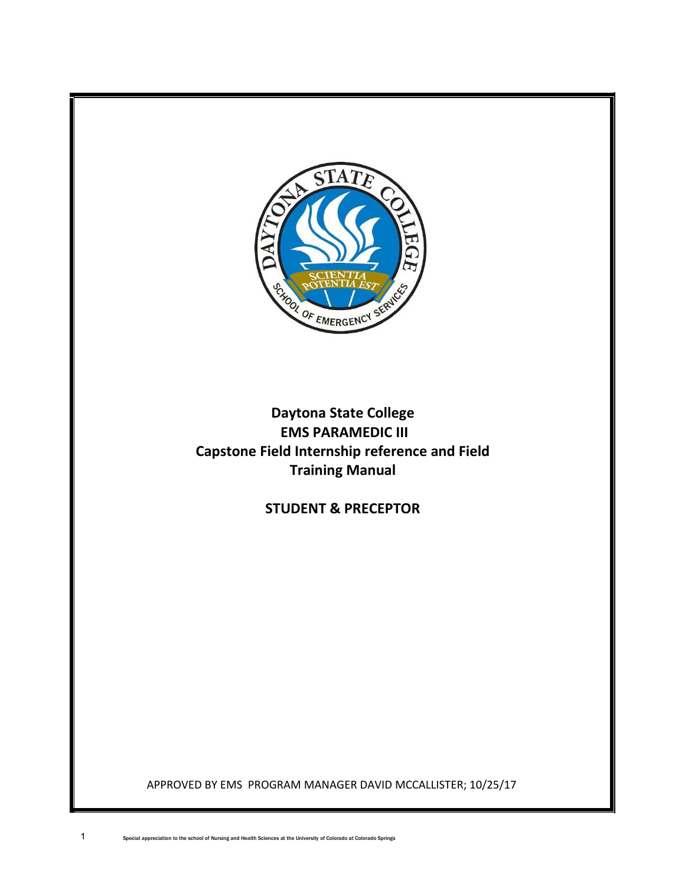# Daytona State College

## EMS PARAMEDIC III

## Capstone Field Internship reference and Field Training Manual

## STUDENT & PRECEPTOR

APPROVED BY EMS PROGRAM MANAGER DAVID MCCALLISTER; 10/25/17

Special appreciation to the school of Nursing and Health Sciences at the University of Colorado at Colorado Springs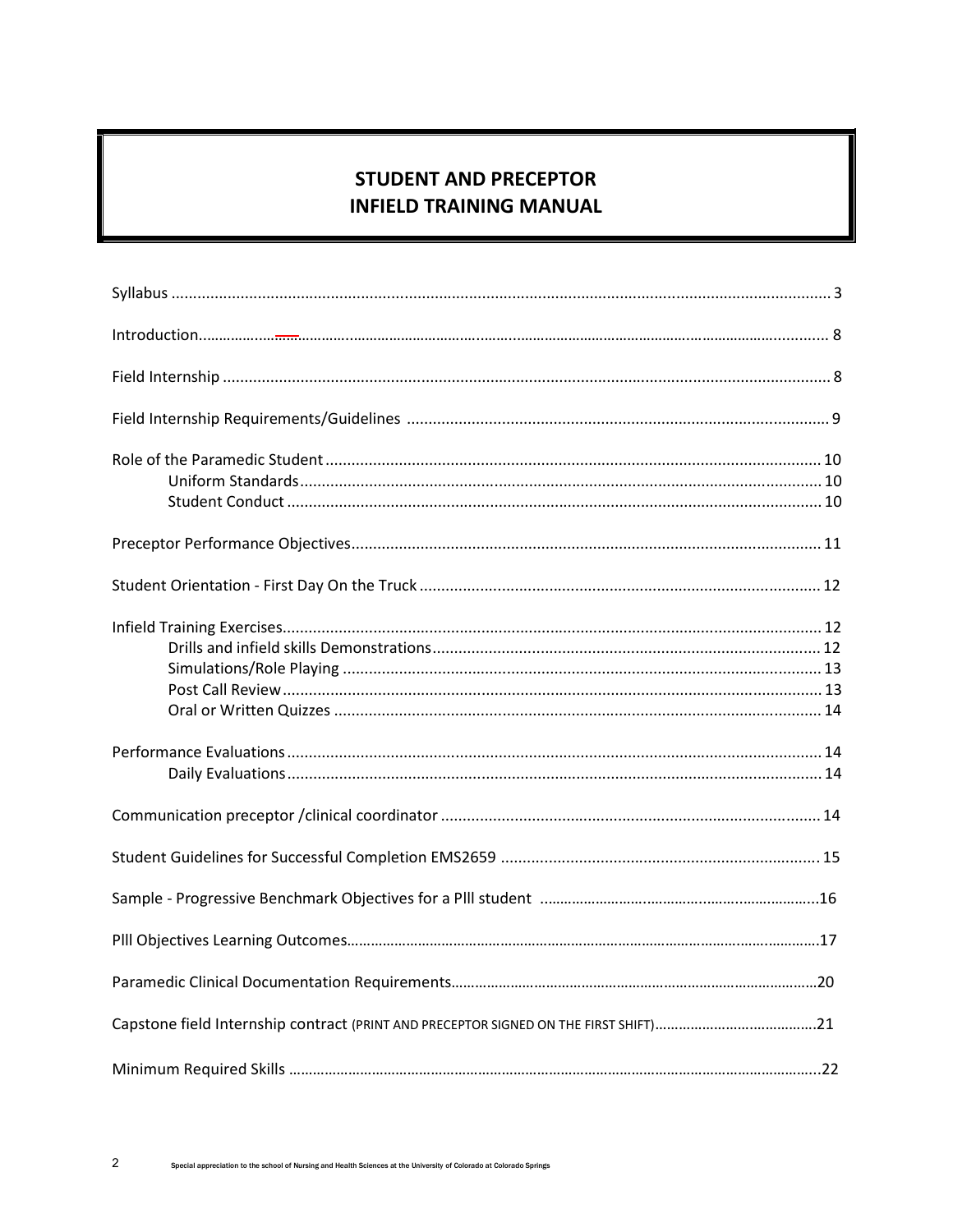# STUDENT AND PRECEPTOR INFIELD TRAINING MANUAL

Syllabus ........................................................................................................................................... 3

Introduction......................................................................................................................................... 8

Field Internship ................................................................................................................................... 8

Field Internship Requirements/Guidelines ..................................................................................... 9

Role of the Paramedic Student ......................................................................................................... 10
- Uniform Standards ........................................................................................................................ 10
- Student Conduct ........................................................................................................................... 10

Preceptor Performance Objectives .................................................................................................... 11

Student Orientation - First Day On the Truck .................................................................................... 12

Infield Training Exercises.................................................................................................................... 12
- Drills and infield skills Demonstrations ........................................................................................ 12
- Simulations/Role Playing .............................................................................................................. 13
- Post Call Review ............................................................................................................................ 13
- Oral or Written Quizzes ................................................................................................................ 14

Performance Evaluations ................................................................................................................... 14
- Daily Evaluations ........................................................................................................................... 14

Communication preceptor /clinical coordinator ............................................................................... 14

Student Guidelines for Successful Completion EMS2659 .................................................................. 15

Sample - Progressive Benchmark Objectives for a PIII student ........................................................ 16

PIII Objectives Learning Outcomes..................................................................................................... 17

Paramedic Clinical Documentation Requirements............................................................................. 20

Capstone field Internship contract (PRINT AND PRECEPTOR SIGNED ON THE FIRST SHIFT)................ 21

Minimum Required Skills .................................................................................................................... 22

Special appreciation to the school of Nursing and Health Sciences at the University of Colorado at Colorado Springs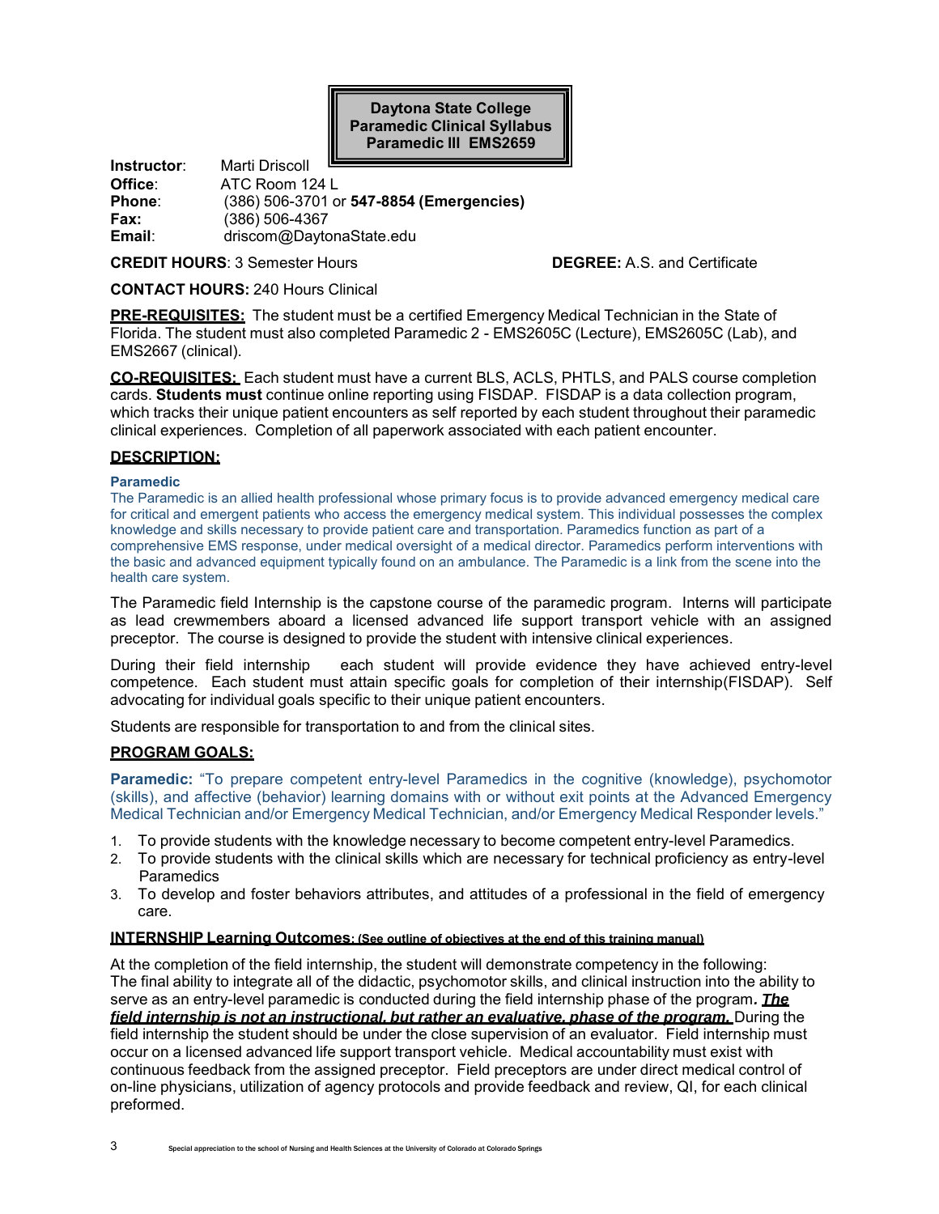**Daytona State College**
**Paramedic Clinical Syllabus**
**Paramedic III EMS2659**

**Instructor**: Marti Driscoll
**Office**: ATC Room 124 L
**Phone**: (386) 506-3701 or **547-8854 (Emergencies)**
**Fax:** (386) 506-4367
**Email**: driscom@DaytonaState.edu

**CREDIT HOURS**: 3 Semester Hours

**DEGREE:** A.S. and Certificate

**CONTACT HOURS:** 240 Hours Clinical

**PRE-REQUISITES:** The student must be a certified Emergency Medical Technician in the State of Florida. The student must also completed Paramedic 2 - EMS2605C (Lecture), EMS2605C (Lab), and EMS2667 (clinical).

**CO-REQUISITES:** Each student must have a current BLS, ACLS, PHTLS, and PALS course completion cards. **Students must** continue online reporting using FISDAP. FISDAP is a data collection program, which tracks their unique patient encounters as self reported by each student throughout their paramedic clinical experiences. Completion of all paperwork associated with each patient encounter.

## DESCRIPTION:

**Paramedic**

The Paramedic is an allied health professional whose primary focus is to provide advanced emergency medical care for critical and emergent patients who access the emergency medical system. This individual possesses the complex knowledge and skills necessary to provide patient care and transportation. Paramedics function as part of a comprehensive EMS response, under medical oversight of a medical director. Paramedics perform interventions with the basic and advanced equipment typically found on an ambulance. The Paramedic is a link from the scene into the health care system.

The Paramedic field Internship is the capstone course of the paramedic program. Interns will participate as lead crewmembers aboard a licensed advanced life support transport vehicle with an assigned preceptor. The course is designed to provide the student with intensive clinical experiences.

During their field internship each student will provide evidence they have achieved entry-level competence. Each student must attain specific goals for completion of their internship(FISDAP). Self advocating for individual goals specific to their unique patient encounters.

Students are responsible for transportation to and from the clinical sites.

## PROGRAM GOALS:

**Paramedic:** "To prepare competent entry-level Paramedics in the cognitive (knowledge), psychomotor (skills), and affective (behavior) learning domains with or without exit points at the Advanced Emergency Medical Technician and/or Emergency Medical Technician, and/or Emergency Medical Responder levels."

1. To provide students with the knowledge necessary to become competent entry-level Paramedics.
2. To provide students with the clinical skills which are necessary for technical proficiency as entry-level Paramedics
3. To develop and foster behaviors attributes, and attitudes of a professional in the field of emergency care.

**INTERNSHIP Learning Outcomes: (See outline of objectives at the end of this training manual)**

At the completion of the field internship, the student will demonstrate competency in the following: The final ability to integrate all of the didactic, psychomotor skills, and clinical instruction into the ability to serve as an entry-level paramedic is conducted during the field internship phase of the program. ***The field internship is not an instructional, but rather an evaluative, phase of the program.*** During the field internship the student should be under the close supervision of an evaluator. Field internship must occur on a licensed advanced life support transport vehicle. Medical accountability must exist with continuous feedback from the assigned preceptor. Field preceptors are under direct medical control of on-line physicians, utilization of agency protocols and provide feedback and review, QI, for each clinical preformed.

Special appreciation to the school of Nursing and Health Sciences at the University of Colorado at Colorado Springs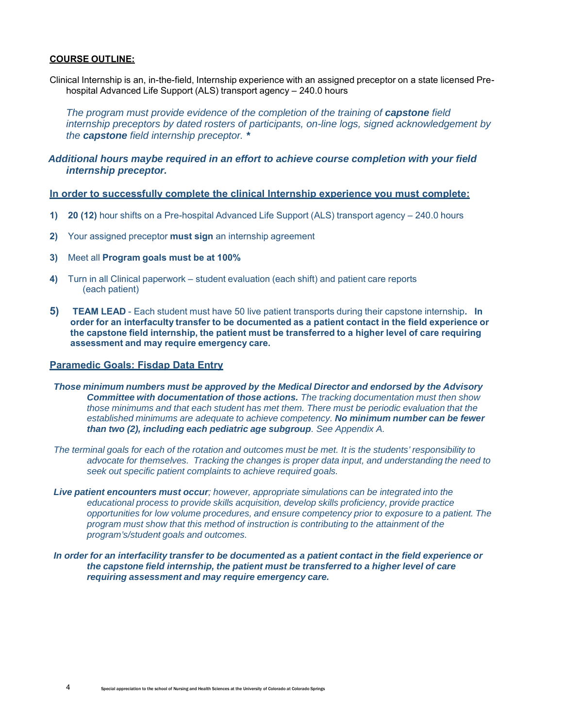**COURSE OUTLINE:**

Clinical Internship is an, in-the-field, Internship experience with an assigned preceptor on a state licensed Pre-hospital Advanced Life Support (ALS) transport agency – 240.0 hours

*The program must provide evidence of the completion of the training of **capstone** field internship preceptors by dated rosters of participants, on-line logs, signed acknowledgement by the **capstone** field internship preceptor. **\****

***Additional hours maybe required in an effort to achieve course completion with your field internship preceptor.***

**In order to successfully complete the clinical Internship experience you must complete:**

1) **20 (12)** hour shifts on a Pre-hospital Advanced Life Support (ALS) transport agency – 240.0 hours
2) Your assigned preceptor **must sign** an internship agreement
3) Meet all **Program goals must be at 100%**
4) Turn in all Clinical paperwork – student evaluation (each shift) and patient care reports (each patient)
5) **TEAM LEAD** - Each student must have 50 live patient transports during their capstone internship**. In order for an interfaculty transfer to be documented as a patient contact in the field experience or the capstone field internship, the patient must be transferred to a higher level of care requiring assessment and may require emergency care.**

**Paramedic Goals: Fisdap Data Entry**

***Those minimum numbers must be approved by the Medical Director and endorsed by the Advisory Committee with documentation of those actions.*** *The tracking documentation must then show those minimums and that each student has met them. There must be periodic evaluation that the established minimums are adequate to achieve competency.* ***No minimum number can be fewer than two (2), including each pediatric age subgroup****. See Appendix A.*

*The terminal goals for each of the rotation and outcomes must be met. It is the students' responsibility to advocate for themselves. Tracking the changes is proper data input, and understanding the need to seek out specific patient complaints to achieve required goals.*

***Live patient encounters must occur****; however, appropriate simulations can be integrated into the educational process to provide skills acquisition, develop skills proficiency, provide practice opportunities for low volume procedures, and ensure competency prior to exposure to a patient. The program must show that this method of instruction is contributing to the attainment of the program's/student goals and outcomes.*

***In order for an interfacility transfer to be documented as a patient contact in the field experience or the capstone field internship, the patient must be transferred to a higher level of care requiring assessment and may require emergency care.***

Special appreciation to the school of Nursing and Health Sciences at the University of Colorado at Colorado Springs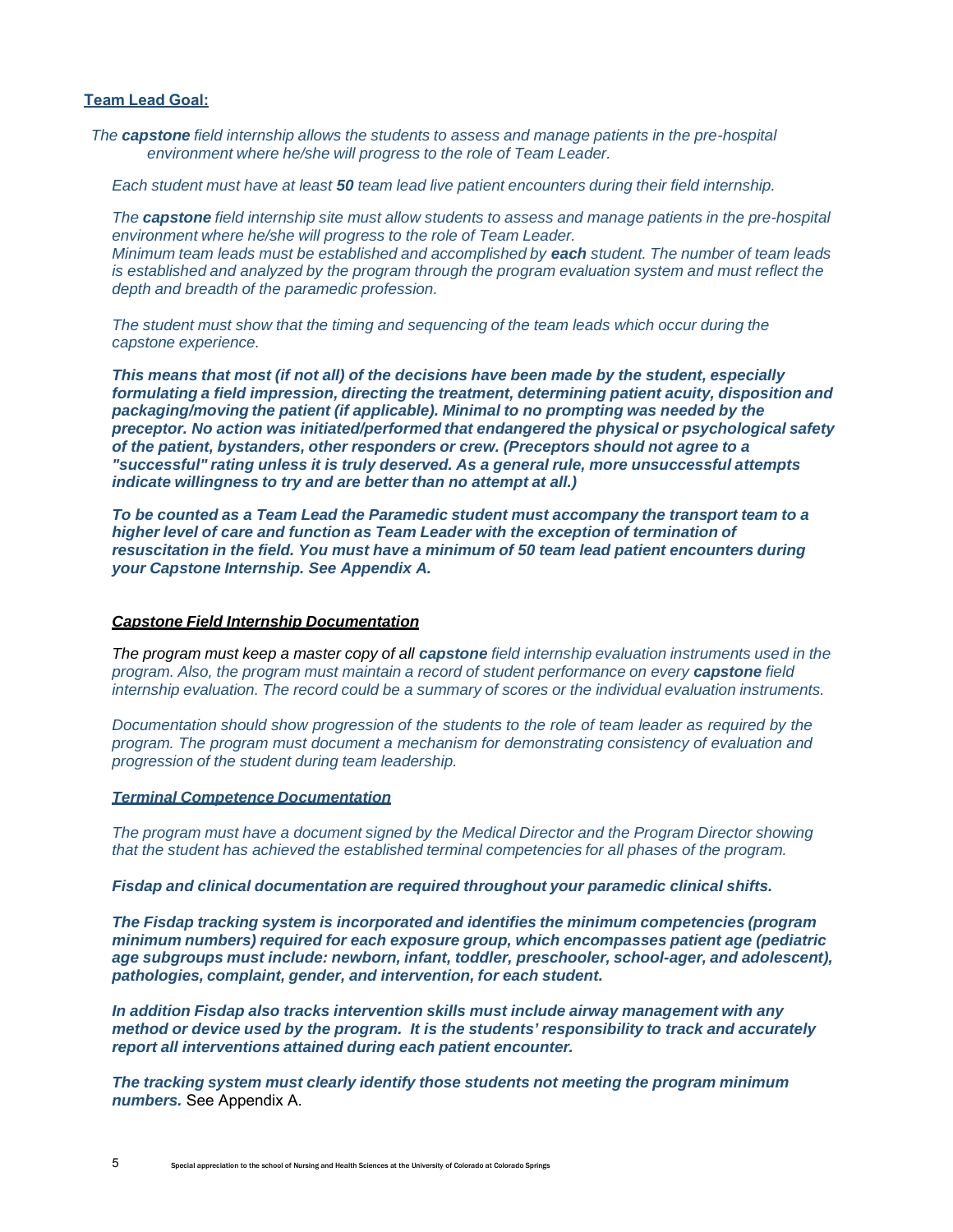## Team Lead Goal:

*The **capstone** field internship allows the students to assess and manage patients in the pre-hospital environment where he/she will progress to the role of Team Leader.*

*Each student must have at least **50** team lead live patient encounters during their field internship.*

*The **capstone** field internship site must allow students to assess and manage patients in the pre-hospital environment where he/she will progress to the role of Team Leader.*
*Minimum team leads must be established and accomplished by **each** student. The number of team leads is established and analyzed by the program through the program evaluation system and must reflect the depth and breadth of the paramedic profession.*

*The student must show that the timing and sequencing of the team leads which occur during the capstone experience.*

***This means that most (if not all) of the decisions have been made by the student, especially formulating a field impression, directing the treatment, determining patient acuity, disposition and packaging/moving the patient (if applicable). Minimal to no prompting was needed by the preceptor. No action was initiated/performed that endangered the physical or psychological safety of the patient, bystanders, other responders or crew. (Preceptors should not agree to a "successful" rating unless it is truly deserved. As a general rule, more unsuccessful attempts indicate willingness to try and are better than no attempt at all.)***

***To be counted as a Team Lead the Paramedic student must accompany the transport team to a higher level of care and function as Team Leader with the exception of termination of resuscitation in the field. You must have a minimum of 50 team lead patient encounters during your Capstone Internship. See Appendix A.***

### *Capstone Field Internship Documentation*

*The program must keep a master copy of all **capstone** field internship evaluation instruments used in the program. Also, the program must maintain a record of student performance on every **capstone** field internship evaluation. The record could be a summary of scores or the individual evaluation instruments.*

*Documentation should show progression of the students to the role of team leader as required by the program. The program must document a mechanism for demonstrating consistency of evaluation and progression of the student during team leadership.*

### *Terminal Competence Documentation*

*The program must have a document signed by the Medical Director and the Program Director showing that the student has achieved the established terminal competencies for all phases of the program.*

***Fisdap and clinical documentation are required throughout your paramedic clinical shifts.***

***The Fisdap tracking system is incorporated and identifies the minimum competencies (program minimum numbers) required for each exposure group, which encompasses patient age (pediatric age subgroups must include: newborn, infant, toddler, preschooler, school-ager, and adolescent), pathologies, complaint, gender, and intervention, for each student.***

***In addition Fisdap also tracks intervention skills must include airway management with any method or device used by the program. It is the students' responsibility to track and accurately report all interventions attained during each patient encounter.***

***The tracking system must clearly identify those students not meeting the program minimum numbers.*** See Appendix A.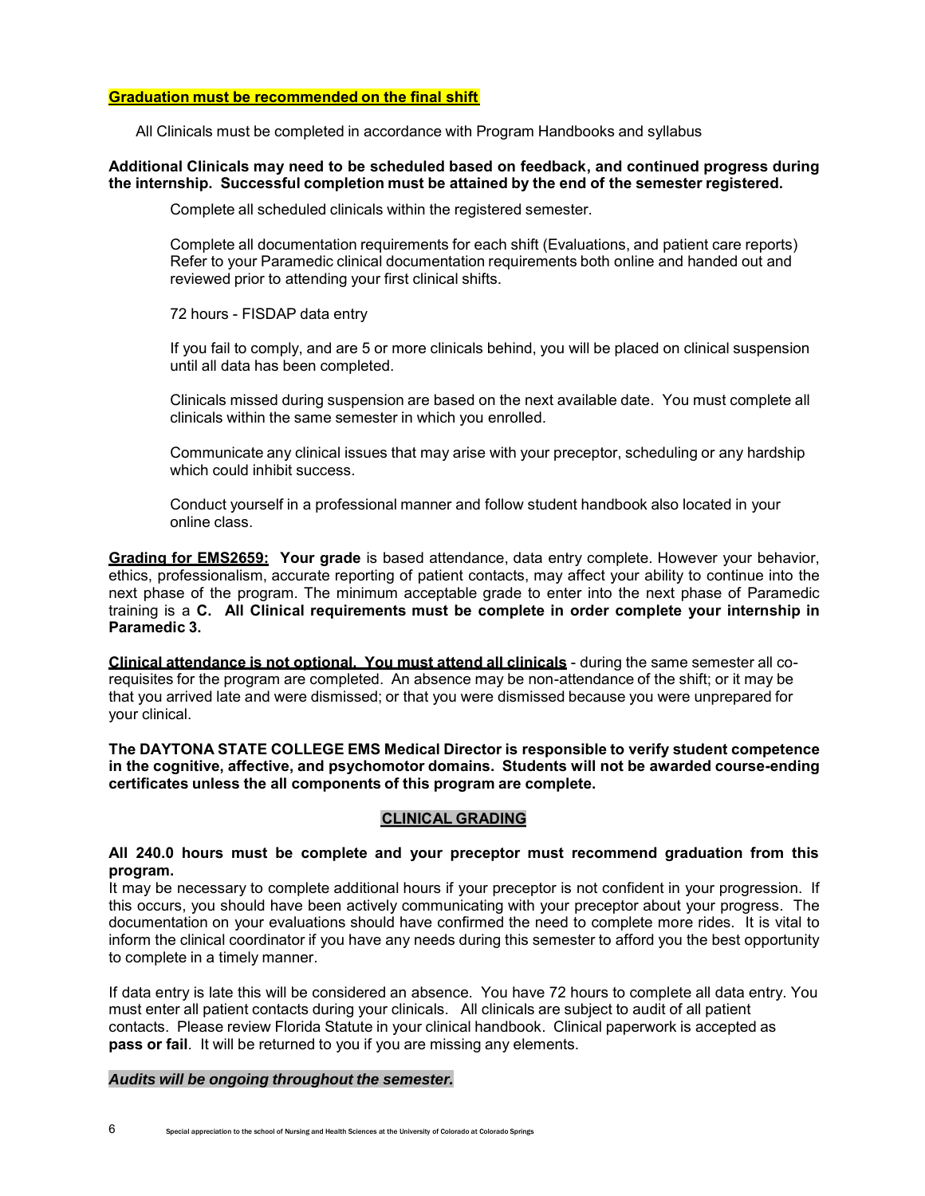**Graduation must be recommended on the final shift**

All Clinicals must be completed in accordance with Program Handbooks and syllabus

**Additional Clinicals may need to be scheduled based on feedback, and continued progress during the internship. Successful completion must be attained by the end of the semester registered.**

Complete all scheduled clinicals within the registered semester.

Complete all documentation requirements for each shift (Evaluations, and patient care reports) Refer to your Paramedic clinical documentation requirements both online and handed out and reviewed prior to attending your first clinical shifts.

72 hours - FISDAP data entry

If you fail to comply, and are 5 or more clinicals behind, you will be placed on clinical suspension until all data has been completed.

Clinicals missed during suspension are based on the next available date. You must complete all clinicals within the same semester in which you enrolled.

Communicate any clinical issues that may arise with your preceptor, scheduling or any hardship which could inhibit success.

Conduct yourself in a professional manner and follow student handbook also located in your online class.

**Grading for EMS2659:** **Your grade** is based attendance, data entry complete. However your behavior, ethics, professionalism, accurate reporting of patient contacts, may affect your ability to continue into the next phase of the program. The minimum acceptable grade to enter into the next phase of Paramedic training is a **C. All Clinical requirements must be complete in order complete your internship in Paramedic 3.**

**Clinical attendance is not optional. You must attend all clinicals** - during the same semester all co-requisites for the program are completed. An absence may be non-attendance of the shift; or it may be that you arrived late and were dismissed; or that you were dismissed because you were unprepared for your clinical.

**The DAYTONA STATE COLLEGE EMS Medical Director is responsible to verify student competence in the cognitive, affective, and psychomotor domains. Students will not be awarded course-ending certificates unless the all components of this program are complete.**

## CLINICAL GRADING

**All 240.0 hours must be complete and your preceptor must recommend graduation from this program.**

It may be necessary to complete additional hours if your preceptor is not confident in your progression. If this occurs, you should have been actively communicating with your preceptor about your progress. The documentation on your evaluations should have confirmed the need to complete more rides. It is vital to inform the clinical coordinator if you have any needs during this semester to afford you the best opportunity to complete in a timely manner.

If data entry is late this will be considered an absence. You have 72 hours to complete all data entry. You must enter all patient contacts during your clinicals. All clinicals are subject to audit of all patient contacts. Please review Florida Statute in your clinical handbook. Clinical paperwork is accepted as **pass or fail**. It will be returned to you if you are missing any elements.

***Audits will be ongoing throughout the semester.***

Special appreciation to the school of Nursing and Health Sciences at the University of Colorado at Colorado Springs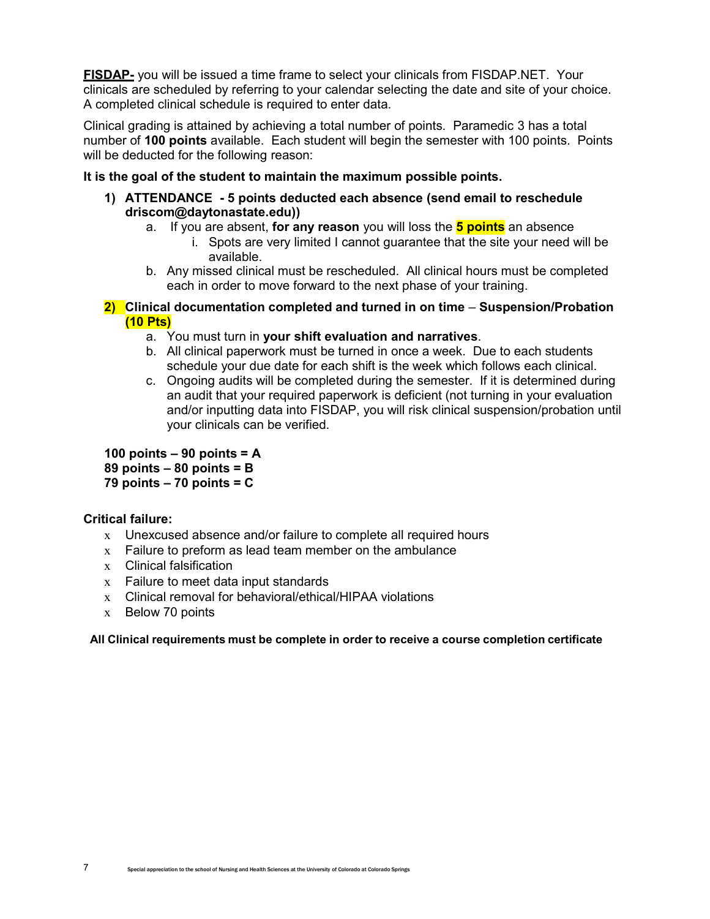**FISDAP-** you will be issued a time frame to select your clinicals from FISDAP.NET. Your clinicals are scheduled by referring to your calendar selecting the date and site of your choice. A completed clinical schedule is required to enter data.

Clinical grading is attained by achieving a total number of points. Paramedic 3 has a total number of **100 points** available. Each student will begin the semester with 100 points. Points will be deducted for the following reason:

**It is the goal of the student to maintain the maximum possible points.**

1) **ATTENDANCE - 5 points deducted each absence (send email to reschedule driscom@daytonastate.edu))**
   a. If you are absent, **for any reason** you will loss the **5 points** an absence
      i. Spots are very limited I cannot guarantee that the site your need will be available.
   b. Any missed clinical must be rescheduled. All clinical hours must be completed each in order to move forward to the next phase of your training.

2) **Clinical documentation completed and turned in on time** – **Suspension/Probation (10 Pts)**
   a. You must turn in **your shift evaluation and narratives**.
   b. All clinical paperwork must be turned in once a week. Due to each students schedule your due date for each shift is the week which follows each clinical.
   c. Ongoing audits will be completed during the semester. If it is determined during an audit that your required paperwork is deficient (not turning in your evaluation and/or inputting data into FISDAP, you will risk clinical suspension/probation until your clinicals can be verified.

**100 points – 90 points = A**
**89 points – 80 points = B**
**79 points – 70 points = C**

**Critical failure:**

- Unexcused absence and/or failure to complete all required hours
- Failure to preform as lead team member on the ambulance
- Clinical falsification
- Failure to meet data input standards
- Clinical removal for behavioral/ethical/HIPAA violations
- Below 70 points

**All Clinical requirements must be complete in order to receive a course completion certificate**

Special appreciation to the school of Nursing and Health Sciences at the University of Colorado at Colorado Springs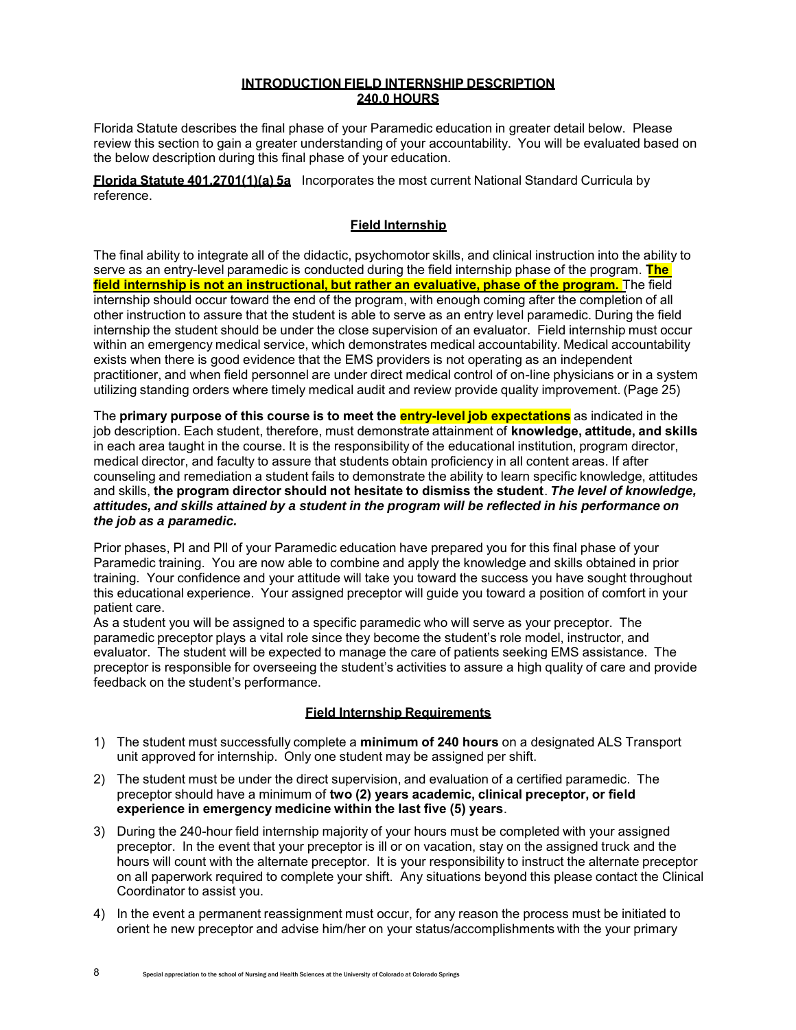# INTRODUCTION FIELD INTERNSHIP DESCRIPTION 240.0 HOURS

Florida Statute describes the final phase of your Paramedic education in greater detail below. Please review this section to gain a greater understanding of your accountability. You will be evaluated based on the below description during this final phase of your education.

**Florida Statute 401.2701(1)(a) 5a** Incorporates the most current National Standard Curricula by reference.

## Field Internship

The final ability to integrate all of the didactic, psychomotor skills, and clinical instruction into the ability to serve as an entry-level paramedic is conducted during the field internship phase of the program. **The field internship is not an instructional, but rather an evaluative, phase of the program.** The field internship should occur toward the end of the program, with enough coming after the completion of all other instruction to assure that the student is able to serve as an entry level paramedic. During the field internship the student should be under the close supervision of an evaluator. Field internship must occur within an emergency medical service, which demonstrates medical accountability. Medical accountability exists when there is good evidence that the EMS providers is not operating as an independent practitioner, and when field personnel are under direct medical control of on-line physicians or in a system utilizing standing orders where timely medical audit and review provide quality improvement. (Page 25)

The **primary purpose of this course is to meet the entry-level job expectations** as indicated in the job description. Each student, therefore, must demonstrate attainment of **knowledge, attitude, and skills** in each area taught in the course. It is the responsibility of the educational institution, program director, medical director, and faculty to assure that students obtain proficiency in all content areas. If after counseling and remediation a student fails to demonstrate the ability to learn specific knowledge, attitudes and skills, **the program director should not hesitate to dismiss the student**. ***The level of knowledge, attitudes, and skills attained by a student in the program will be reflected in his performance on the job as a paramedic.***

Prior phases, PI and PII of your Paramedic education have prepared you for this final phase of your Paramedic training. You are now able to combine and apply the knowledge and skills obtained in prior training. Your confidence and your attitude will take you toward the success you have sought throughout this educational experience. Your assigned preceptor will guide you toward a position of comfort in your patient care.

As a student you will be assigned to a specific paramedic who will serve as your preceptor. The paramedic preceptor plays a vital role since they become the student's role model, instructor, and evaluator. The student will be expected to manage the care of patients seeking EMS assistance. The preceptor is responsible for overseeing the student's activities to assure a high quality of care and provide feedback on the student's performance.

## Field Internship Requirements

1) The student must successfully complete a **minimum of 240 hours** on a designated ALS Transport unit approved for internship. Only one student may be assigned per shift.
2) The student must be under the direct supervision, and evaluation of a certified paramedic. The preceptor should have a minimum of **two (2) years academic, clinical preceptor, or field experience in emergency medicine within the last five (5) years**.
3) During the 240-hour field internship majority of your hours must be completed with your assigned preceptor. In the event that your preceptor is ill or on vacation, stay on the assigned truck and the hours will count with the alternate preceptor. It is your responsibility to instruct the alternate preceptor on all paperwork required to complete your shift. Any situations beyond this please contact the Clinical Coordinator to assist you.
4) In the event a permanent reassignment must occur, for any reason the process must be initiated to orient he new preceptor and advise him/her on your status/accomplishments with the your primary

Special appreciation to the school of Nursing and Health Sciences at the University of Colorado at Colorado Springs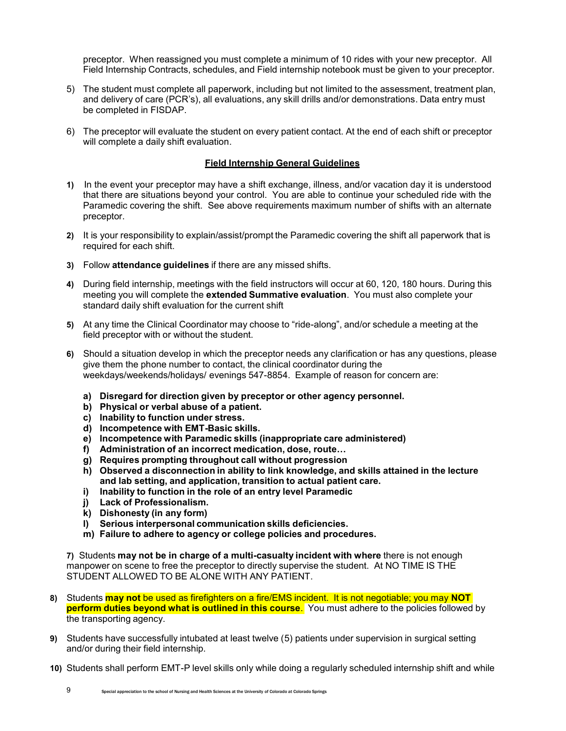preceptor. When reassigned you must complete a minimum of 10 rides with your new preceptor. All Field Internship Contracts, schedules, and Field internship notebook must be given to your preceptor.

5) The student must complete all paperwork, including but not limited to the assessment, treatment plan, and delivery of care (PCR's), all evaluations, any skill drills and/or demonstrations. Data entry must be completed in FISDAP.

6) The preceptor will evaluate the student on every patient contact. At the end of each shift or preceptor will complete a daily shift evaluation.

## Field Internship General Guidelines

1) In the event your preceptor may have a shift exchange, illness, and/or vacation day it is understood that there are situations beyond your control. You are able to continue your scheduled ride with the Paramedic covering the shift. See above requirements maximum number of shifts with an alternate preceptor.

2) It is your responsibility to explain/assist/prompt the Paramedic covering the shift all paperwork that is required for each shift.

3) Follow **attendance guidelines** if there are any missed shifts.

4) During field internship, meetings with the field instructors will occur at 60, 120, 180 hours. During this meeting you will complete the **extended Summative evaluation**. You must also complete your standard daily shift evaluation for the current shift

5) At any time the Clinical Coordinator may choose to "ride-along", and/or schedule a meeting at the field preceptor with or without the student.

6) Should a situation develop in which the preceptor needs any clarification or has any questions, please give them the phone number to contact, the clinical coordinator during the weekdays/weekends/holidays/ evenings 547-8854. Example of reason for concern are:

   a) **Disregard for direction given by preceptor or other agency personnel.**
   b) **Physical or verbal abuse of a patient.**
   c) **Inability to function under stress.**
   d) **Incompetence with EMT-Basic skills.**
   e) **Incompetence with Paramedic skills (inappropriate care administered)**
   f) **Administration of an incorrect medication, dose, route…**
   g) **Requires prompting throughout call without progression**
   h) **Observed a disconnection in ability to link knowledge, and skills attained in the lecture and lab setting, and application, transition to actual patient care.**
   i) **Inability to function in the role of an entry level Paramedic**
   j) **Lack of Professionalism.**
   k) **Dishonesty (in any form)**
   l) **Serious interpersonal communication skills deficiencies.**
   m) **Failure to adhere to agency or college policies and procedures.**

7) Students **may not be in charge of a multi-casualty incident with where** there is not enough manpower on scene to free the preceptor to directly supervise the student. At NO TIME IS THE STUDENT ALLOWED TO BE ALONE WITH ANY PATIENT.

8) Students **may not** be used as firefighters on a fire/EMS incident. It is not negotiable; you may **NOT perform duties beyond what is outlined in this course**. You must adhere to the policies followed by the transporting agency.

9) Students have successfully intubated at least twelve (5) patients under supervision in surgical setting and/or during their field internship.

10) Students shall perform EMT-P level skills only while doing a regularly scheduled internship shift and while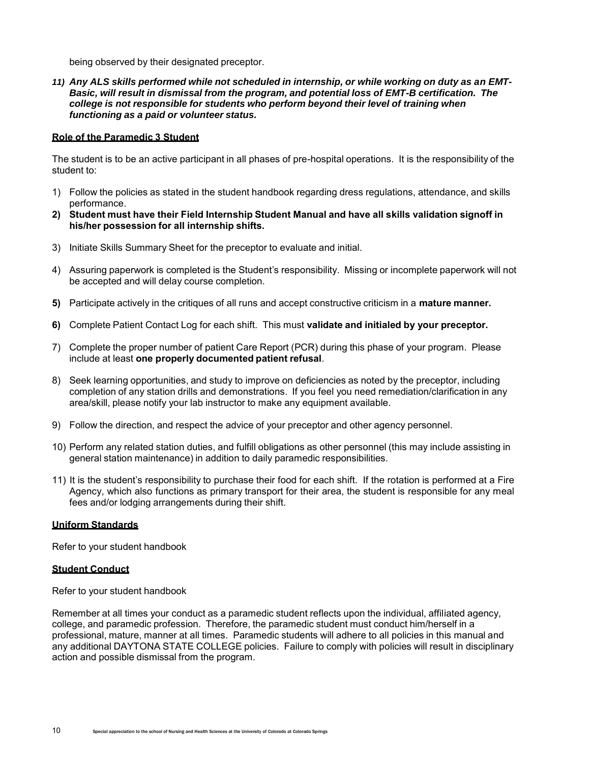being observed by their designated preceptor.

11) ***Any ALS skills performed while not scheduled in internship, or while working on duty as an EMT-Basic, will result in dismissal from the program, and potential loss of EMT-B certification. The college is not responsible for students who perform beyond their level of training when functioning as a paid or volunteer status.***

## Role of the Paramedic 3 Student

The student is to be an active participant in all phases of pre-hospital operations. It is the responsibility of the student to:

1) Follow the policies as stated in the student handbook regarding dress regulations, attendance, and skills performance.
2) **Student must have their Field Internship Student Manual and have all skills validation signoff in his/her possession for all internship shifts.**
3) Initiate Skills Summary Sheet for the preceptor to evaluate and initial.
4) Assuring paperwork is completed is the Student's responsibility. Missing or incomplete paperwork will not be accepted and will delay course completion.
5) Participate actively in the critiques of all runs and accept constructive criticism in a **mature manner.**
6) Complete Patient Contact Log for each shift. This must **validate and initialed by your preceptor.**
7) Complete the proper number of patient Care Report (PCR) during this phase of your program. Please include at least **one properly documented patient refusal**.
8) Seek learning opportunities, and study to improve on deficiencies as noted by the preceptor, including completion of any station drills and demonstrations. If you feel you need remediation/clarification in any area/skill, please notify your lab instructor to make any equipment available.
9) Follow the direction, and respect the advice of your preceptor and other agency personnel.
10) Perform any related station duties, and fulfill obligations as other personnel (this may include assisting in general station maintenance) in addition to daily paramedic responsibilities.
11) It is the student's responsibility to purchase their food for each shift. If the rotation is performed at a Fire Agency, which also functions as primary transport for their area, the student is responsible for any meal fees and/or lodging arrangements during their shift.

## Uniform Standards

Refer to your student handbook

## Student Conduct

Refer to your student handbook

Remember at all times your conduct as a paramedic student reflects upon the individual, affiliated agency, college, and paramedic profession. Therefore, the paramedic student must conduct him/herself in a professional, mature, manner at all times. Paramedic students will adhere to all policies in this manual and any additional DAYTONA STATE COLLEGE policies. Failure to comply with policies will result in disciplinary action and possible dismissal from the program.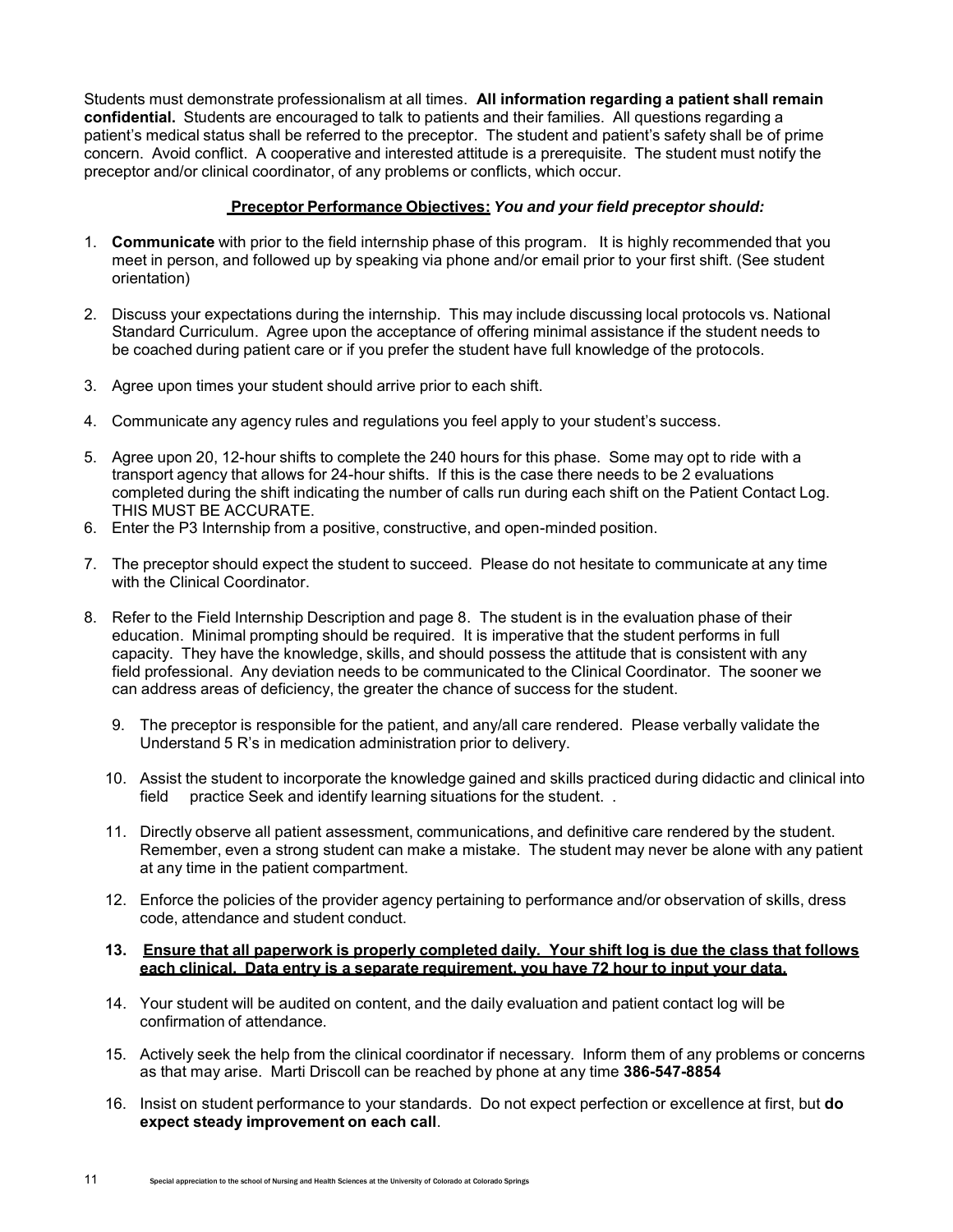Students must demonstrate professionalism at all times. **All information regarding a patient shall remain confidential.** Students are encouraged to talk to patients and their families. All questions regarding a patient's medical status shall be referred to the preceptor. The student and patient's safety shall be of prime concern. Avoid conflict. A cooperative and interested attitude is a prerequisite. The student must notify the preceptor and/or clinical coordinator, of any problems or conflicts, which occur.

**<u>Preceptor Performance Objectives:</u>** ***You and your field preceptor should:***

1. **Communicate** with prior to the field internship phase of this program. It is highly recommended that you meet in person, and followed up by speaking via phone and/or email prior to your first shift. (See student orientation)
2. Discuss your expectations during the internship. This may include discussing local protocols vs. National Standard Curriculum. Agree upon the acceptance of offering minimal assistance if the student needs to be coached during patient care or if you prefer the student have full knowledge of the protocols.
3. Agree upon times your student should arrive prior to each shift.
4. Communicate any agency rules and regulations you feel apply to your student's success.
5. Agree upon 20, 12-hour shifts to complete the 240 hours for this phase. Some may opt to ride with a transport agency that allows for 24-hour shifts. If this is the case there needs to be 2 evaluations completed during the shift indicating the number of calls run during each shift on the Patient Contact Log. THIS MUST BE ACCURATE.
6. Enter the P3 Internship from a positive, constructive, and open-minded position.
7. The preceptor should expect the student to succeed. Please do not hesitate to communicate at any time with the Clinical Coordinator.
8. Refer to the Field Internship Description and page 8. The student is in the evaluation phase of their education. Minimal prompting should be required. It is imperative that the student performs in full capacity. They have the knowledge, skills, and should possess the attitude that is consistent with any field professional. Any deviation needs to be communicated to the Clinical Coordinator. The sooner we can address areas of deficiency, the greater the chance of success for the student.
9. The preceptor is responsible for the patient, and any/all care rendered. Please verbally validate the Understand 5 R's in medication administration prior to delivery.
10. Assist the student to incorporate the knowledge gained and skills practiced during didactic and clinical into field practice Seek and identify learning situations for the student. .
11. Directly observe all patient assessment, communications, and definitive care rendered by the student. Remember, even a strong student can make a mistake. The student may never be alone with any patient at any time in the patient compartment.
12. Enforce the policies of the provider agency pertaining to performance and/or observation of skills, dress code, attendance and student conduct.
13. **<u>Ensure that all paperwork is properly completed daily. Your shift log is due the class that follows each clinical. Data entry is a separate requirement, you have 72 hour to input your data.</u>**
14. Your student will be audited on content, and the daily evaluation and patient contact log will be confirmation of attendance.
15. Actively seek the help from the clinical coordinator if necessary. Inform them of any problems or concerns as that may arise. Marti Driscoll can be reached by phone at any time **386-547-8854**
16. Insist on student performance to your standards. Do not expect perfection or excellence at first, but **do expect steady improvement on each call**.

Special appreciation to the school of Nursing and Health Sciences at the University of Colorado at Colorado Springs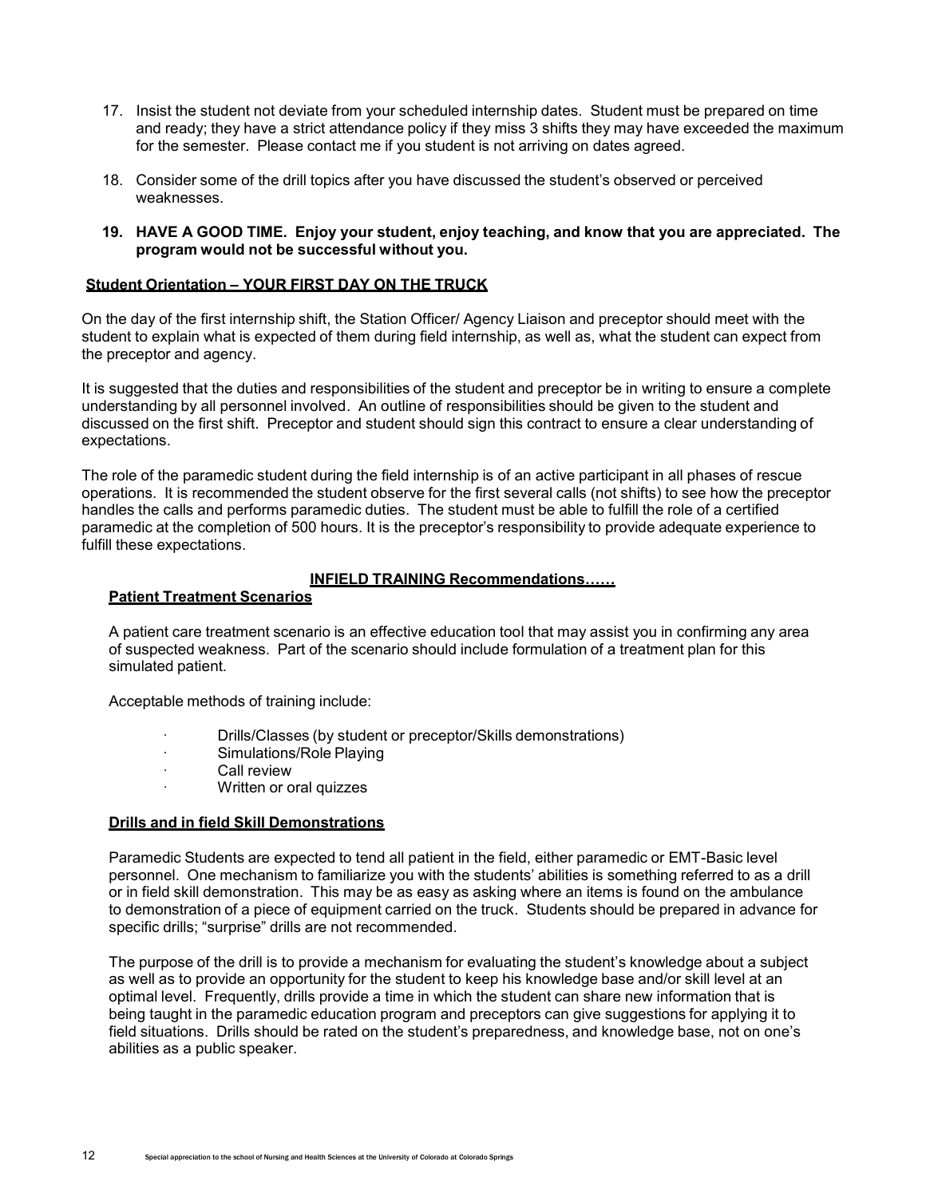17. Insist the student not deviate from your scheduled internship dates. Student must be prepared on time and ready; they have a strict attendance policy if they miss 3 shifts they may have exceeded the maximum for the semester. Please contact me if you student is not arriving on dates agreed.

18. Consider some of the drill topics after you have discussed the student's observed or perceived weaknesses.

19. **HAVE A GOOD TIME. Enjoy your student, enjoy teaching, and know that you are appreciated. The program would not be successful without you.**

## Student Orientation – YOUR FIRST DAY ON THE TRUCK

On the day of the first internship shift, the Station Officer/ Agency Liaison and preceptor should meet with the student to explain what is expected of them during field internship, as well as, what the student can expect from the preceptor and agency.

It is suggested that the duties and responsibilities of the student and preceptor be in writing to ensure a complete understanding by all personnel involved. An outline of responsibilities should be given to the student and discussed on the first shift. Preceptor and student should sign this contract to ensure a clear understanding of expectations.

The role of the paramedic student during the field internship is of an active participant in all phases of rescue operations. It is recommended the student observe for the first several calls (not shifts) to see how the preceptor handles the calls and performs paramedic duties. The student must be able to fulfill the role of a certified paramedic at the completion of 500 hours. It is the preceptor's responsibility to provide adequate experience to fulfill these expectations.

## INFIELD TRAINING Recommendations……

### Patient Treatment Scenarios

A patient care treatment scenario is an effective education tool that may assist you in confirming any area of suspected weakness. Part of the scenario should include formulation of a treatment plan for this simulated patient.

Acceptable methods of training include:

- Drills/Classes (by student or preceptor/Skills demonstrations)
- Simulations/Role Playing
- Call review
- Written or oral quizzes

### Drills and in field Skill Demonstrations

Paramedic Students are expected to tend all patient in the field, either paramedic or EMT-Basic level personnel. One mechanism to familiarize you with the students' abilities is something referred to as a drill or in field skill demonstration. This may be as easy as asking where an items is found on the ambulance to demonstration of a piece of equipment carried on the truck. Students should be prepared in advance for specific drills; "surprise" drills are not recommended.

The purpose of the drill is to provide a mechanism for evaluating the student's knowledge about a subject as well as to provide an opportunity for the student to keep his knowledge base and/or skill level at an optimal level. Frequently, drills provide a time in which the student can share new information that is being taught in the paramedic education program and preceptors can give suggestions for applying it to field situations. Drills should be rated on the student's preparedness, and knowledge base, not on one's abilities as a public speaker.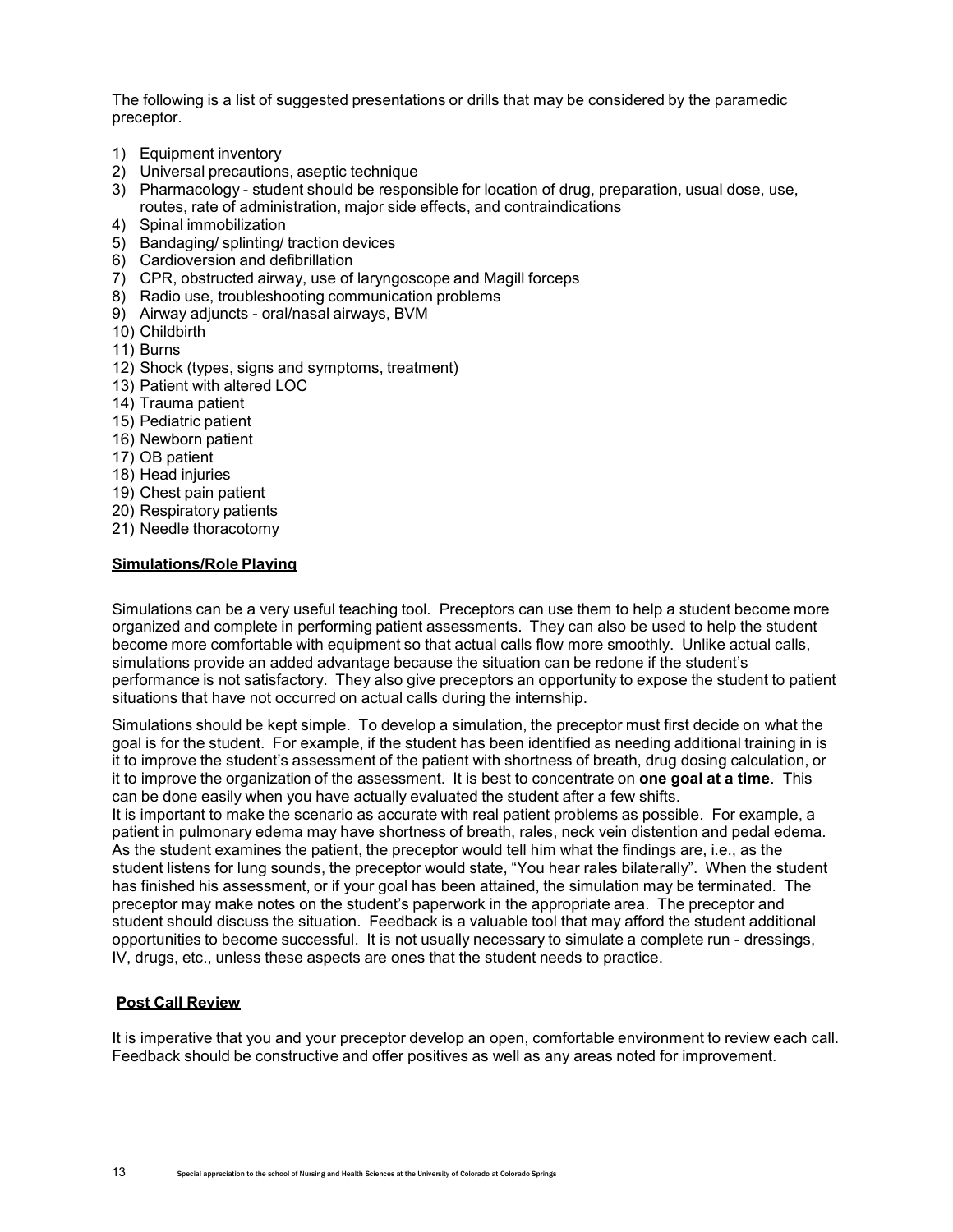The following is a list of suggested presentations or drills that may be considered by the paramedic preceptor.

1) Equipment inventory
2) Universal precautions, aseptic technique
3) Pharmacology - student should be responsible for location of drug, preparation, usual dose, use, routes, rate of administration, major side effects, and contraindications
4) Spinal immobilization
5) Bandaging/ splinting/ traction devices
6) Cardioversion and defibrillation
7) CPR, obstructed airway, use of laryngoscope and Magill forceps
8) Radio use, troubleshooting communication problems
9) Airway adjuncts - oral/nasal airways, BVM
10) Childbirth
11) Burns
12) Shock (types, signs and symptoms, treatment)
13) Patient with altered LOC
14) Trauma patient
15) Pediatric patient
16) Newborn patient
17) OB patient
18) Head injuries
19) Chest pain patient
20) Respiratory patients
21) Needle thoracotomy

## Simulations/Role Playing

Simulations can be a very useful teaching tool. Preceptors can use them to help a student become more organized and complete in performing patient assessments. They can also be used to help the student become more comfortable with equipment so that actual calls flow more smoothly. Unlike actual calls, simulations provide an added advantage because the situation can be redone if the student's performance is not satisfactory. They also give preceptors an opportunity to expose the student to patient situations that have not occurred on actual calls during the internship.

Simulations should be kept simple. To develop a simulation, the preceptor must first decide on what the goal is for the student. For example, if the student has been identified as needing additional training in is it to improve the student's assessment of the patient with shortness of breath, drug dosing calculation, or it to improve the organization of the assessment. It is best to concentrate on **one goal at a time**. This can be done easily when you have actually evaluated the student after a few shifts.
It is important to make the scenario as accurate with real patient problems as possible. For example, a patient in pulmonary edema may have shortness of breath, rales, neck vein distention and pedal edema. As the student examines the patient, the preceptor would tell him what the findings are, i.e., as the student listens for lung sounds, the preceptor would state, "You hear rales bilaterally". When the student has finished his assessment, or if your goal has been attained, the simulation may be terminated. The preceptor may make notes on the student's paperwork in the appropriate area. The preceptor and student should discuss the situation. Feedback is a valuable tool that may afford the student additional opportunities to become successful. It is not usually necessary to simulate a complete run - dressings, IV, drugs, etc., unless these aspects are ones that the student needs to practice.

## Post Call Review

It is imperative that you and your preceptor develop an open, comfortable environment to review each call. Feedback should be constructive and offer positives as well as any areas noted for improvement.

Special appreciation to the school of Nursing and Health Sciences at the University of Colorado at Colorado Springs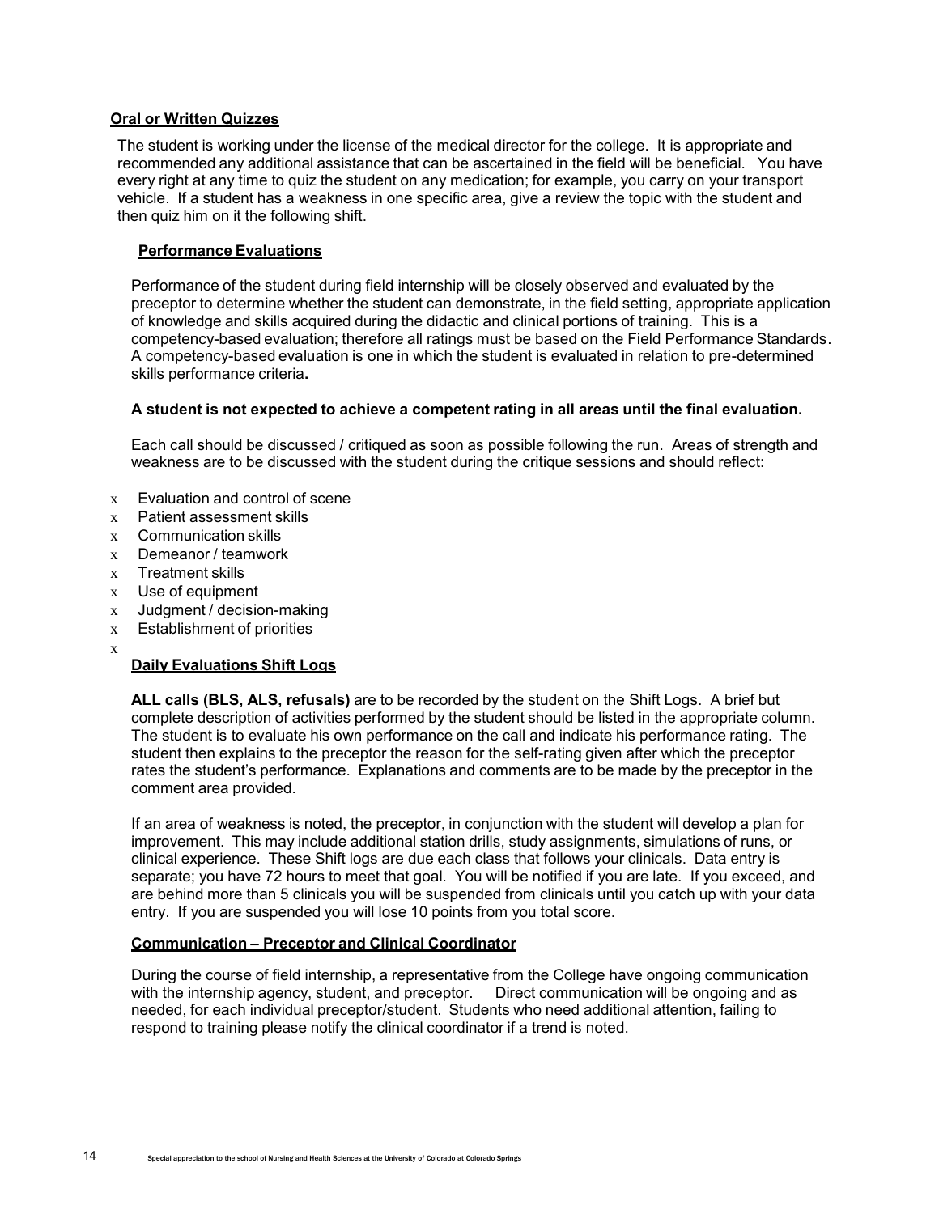## Oral or Written Quizzes

The student is working under the license of the medical director for the college. It is appropriate and recommended any additional assistance that can be ascertained in the field will be beneficial. You have every right at any time to quiz the student on any medication; for example, you carry on your transport vehicle. If a student has a weakness in one specific area, give a review the topic with the student and then quiz him on it the following shift.

## Performance Evaluations

Performance of the student during field internship will be closely observed and evaluated by the preceptor to determine whether the student can demonstrate, in the field setting, appropriate application of knowledge and skills acquired during the didactic and clinical portions of training. This is a competency-based evaluation; therefore all ratings must be based on the Field Performance Standards. A competency-based evaluation is one in which the student is evaluated in relation to pre-determined skills performance criteria**.**

**A student is not expected to achieve a competent rating in all areas until the final evaluation.**

Each call should be discussed / critiqued as soon as possible following the run. Areas of strength and weakness are to be discussed with the student during the critique sessions and should reflect:

- Evaluation and control of scene
- Patient assessment skills
- Communication skills
- Demeanor / teamwork
- Treatment skills
- Use of equipment
- Judgment / decision-making
- Establishment of priorities

## Daily Evaluations Shift Logs

**ALL calls (BLS, ALS, refusals)** are to be recorded by the student on the Shift Logs. A brief but complete description of activities performed by the student should be listed in the appropriate column. The student is to evaluate his own performance on the call and indicate his performance rating. The student then explains to the preceptor the reason for the self-rating given after which the preceptor rates the student's performance. Explanations and comments are to be made by the preceptor in the comment area provided.

If an area of weakness is noted, the preceptor, in conjunction with the student will develop a plan for improvement. This may include additional station drills, study assignments, simulations of runs, or clinical experience. These Shift logs are due each class that follows your clinicals. Data entry is separate; you have 72 hours to meet that goal. You will be notified if you are late. If you exceed, and are behind more than 5 clinicals you will be suspended from clinicals until you catch up with your data entry. If you are suspended you will lose 10 points from you total score.

## Communication – Preceptor and Clinical Coordinator

During the course of field internship, a representative from the College have ongoing communication with the internship agency, student, and preceptor. Direct communication will be ongoing and as needed, for each individual preceptor/student. Students who need additional attention, failing to respond to training please notify the clinical coordinator if a trend is noted.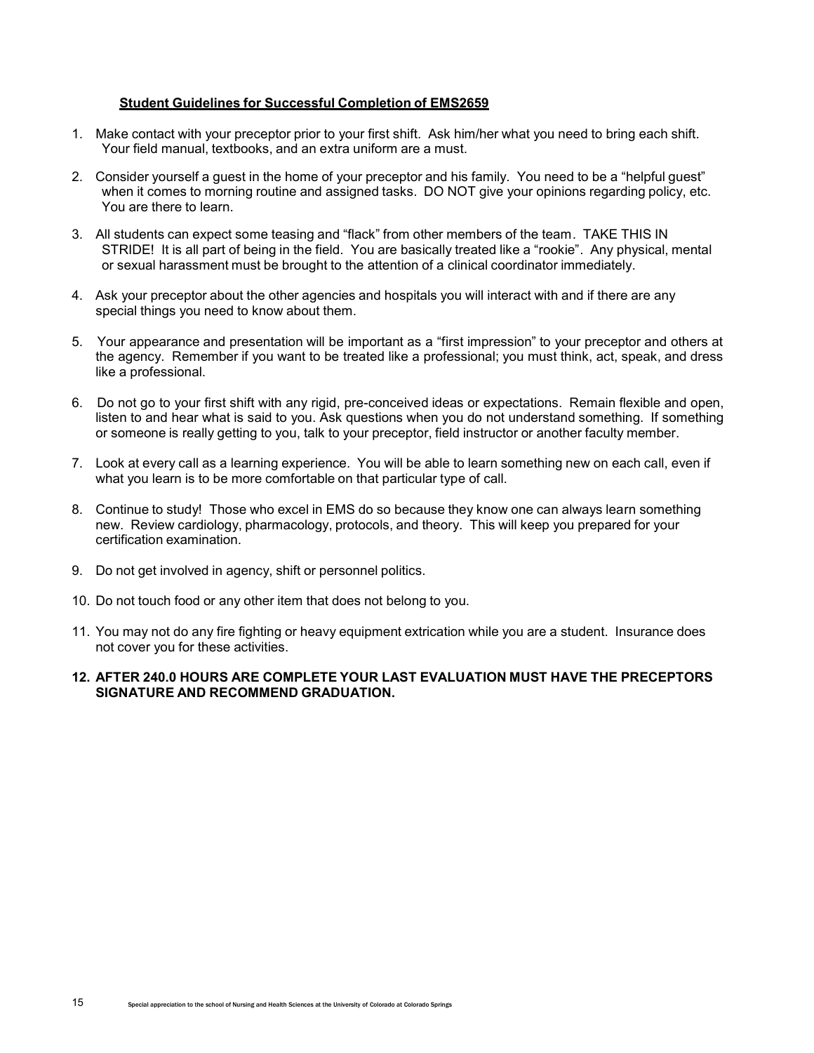## <u>Student Guidelines for Successful Completion of EMS2659</u>

1. Make contact with your preceptor prior to your first shift. Ask him/her what you need to bring each shift. Your field manual, textbooks, and an extra uniform are a must.
2. Consider yourself a guest in the home of your preceptor and his family. You need to be a "helpful guest" when it comes to morning routine and assigned tasks. DO NOT give your opinions regarding policy, etc. You are there to learn.
3. All students can expect some teasing and "flack" from other members of the team. TAKE THIS IN STRIDE! It is all part of being in the field. You are basically treated like a "rookie". Any physical, mental or sexual harassment must be brought to the attention of a clinical coordinator immediately.
4. Ask your preceptor about the other agencies and hospitals you will interact with and if there are any special things you need to know about them.
5. Your appearance and presentation will be important as a "first impression" to your preceptor and others at the agency. Remember if you want to be treated like a professional; you must think, act, speak, and dress like a professional.
6. Do not go to your first shift with any rigid, pre-conceived ideas or expectations. Remain flexible and open, listen to and hear what is said to you. Ask questions when you do not understand something. If something or someone is really getting to you, talk to your preceptor, field instructor or another faculty member.
7. Look at every call as a learning experience. You will be able to learn something new on each call, even if what you learn is to be more comfortable on that particular type of call.
8. Continue to study! Those who excel in EMS do so because they know one can always learn something new. Review cardiology, pharmacology, protocols, and theory. This will keep you prepared for your certification examination.
9. Do not get involved in agency, shift or personnel politics.
10. Do not touch food or any other item that does not belong to you.
11. You may not do any fire fighting or heavy equipment extrication while you are a student. Insurance does not cover you for these activities.
12. **AFTER 240.0 HOURS ARE COMPLETE YOUR LAST EVALUATION MUST HAVE THE PRECEPTORS SIGNATURE AND RECOMMEND GRADUATION.**

Special appreciation to the school of Nursing and Health Sciences at the University of Colorado at Colorado Springs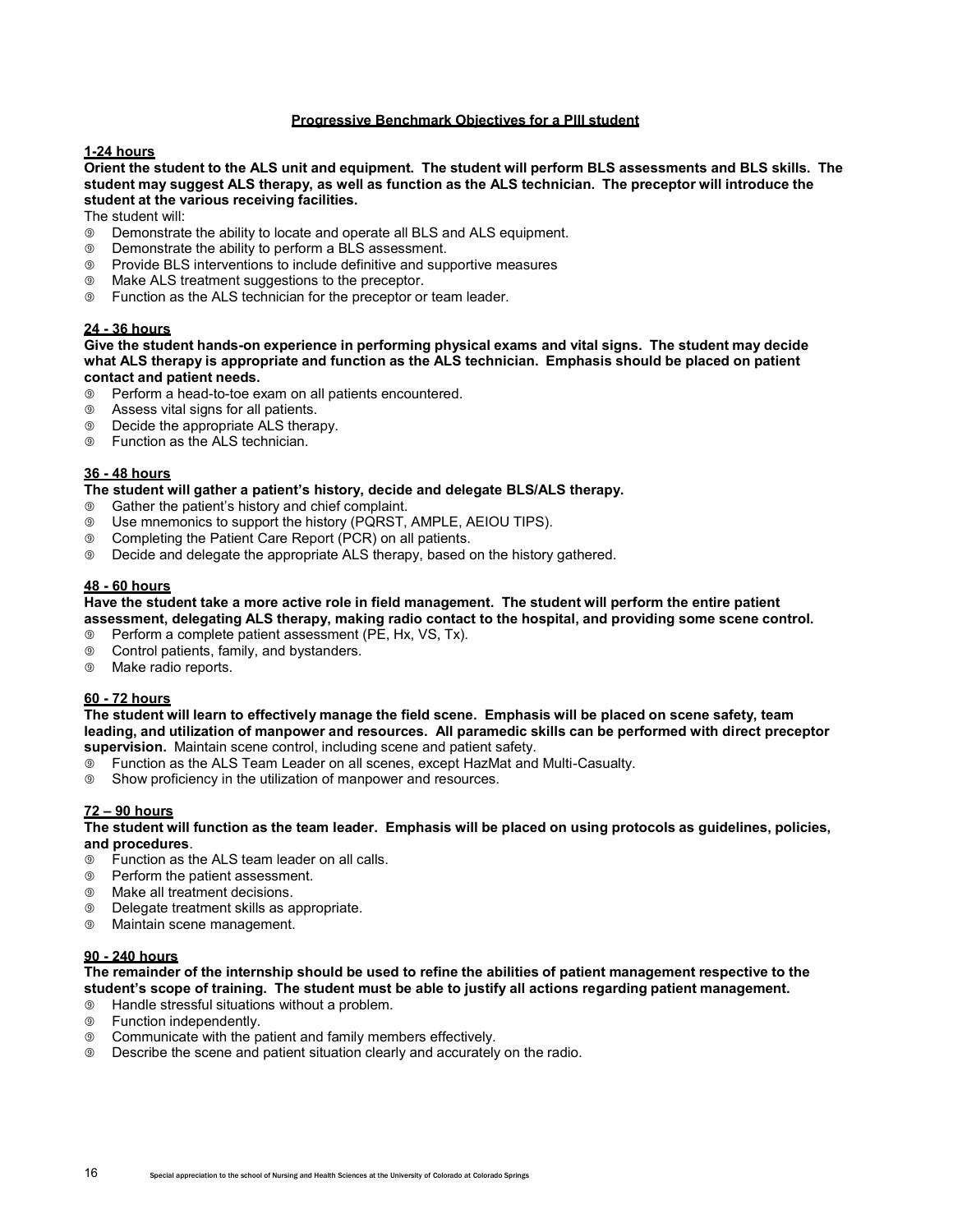## Progressive Benchmark Objectives for a PIII student

### 1-24 hours

**Orient the student to the ALS unit and equipment. The student will perform BLS assessments and BLS skills. The student may suggest ALS therapy, as well as function as the ALS technician. The preceptor will introduce the student at the various receiving facilities.**

The student will:

- Demonstrate the ability to locate and operate all BLS and ALS equipment.
- Demonstrate the ability to perform a BLS assessment.
- Provide BLS interventions to include definitive and supportive measures
- Make ALS treatment suggestions to the preceptor.
- Function as the ALS technician for the preceptor or team leader.

### 24 - 36 hours

**Give the student hands-on experience in performing physical exams and vital signs. The student may decide what ALS therapy is appropriate and function as the ALS technician. Emphasis should be placed on patient contact and patient needs.**

- Perform a head-to-toe exam on all patients encountered.
- Assess vital signs for all patients.
- Decide the appropriate ALS therapy.
- Function as the ALS technician.

### 36 - 48 hours

**The student will gather a patient's history, decide and delegate BLS/ALS therapy.**

- Gather the patient's history and chief complaint.
- Use mnemonics to support the history (PQRST, AMPLE, AEIOU TIPS).
- Completing the Patient Care Report (PCR) on all patients.
- Decide and delegate the appropriate ALS therapy, based on the history gathered.

### 48 - 60 hours

**Have the student take a more active role in field management. The student will perform the entire patient assessment, delegating ALS therapy, making radio contact to the hospital, and providing some scene control.**

- Perform a complete patient assessment (PE, Hx, VS, Tx).
- Control patients, family, and bystanders.
- Make radio reports.

### 60 - 72 hours

**The student will learn to effectively manage the field scene. Emphasis will be placed on scene safety, team leading, and utilization of manpower and resources. All paramedic skills can be performed with direct preceptor supervision.** Maintain scene control, including scene and patient safety.

- Function as the ALS Team Leader on all scenes, except HazMat and Multi-Casualty.
- Show proficiency in the utilization of manpower and resources.

### 72 – 90 hours

**The student will function as the team leader. Emphasis will be placed on using protocols as guidelines, policies, and procedures**.

- Function as the ALS team leader on all calls.
- Perform the patient assessment.
- Make all treatment decisions.
- Delegate treatment skills as appropriate.
- Maintain scene management.

### 90 - 240 hours

**The remainder of the internship should be used to refine the abilities of patient management respective to the student's scope of training. The student must be able to justify all actions regarding patient management.**

- Handle stressful situations without a problem.
- Function independently.
- Communicate with the patient and family members effectively.
- Describe the scene and patient situation clearly and accurately on the radio.

Special appreciation to the school of Nursing and Health Sciences at the University of Colorado at Colorado Springs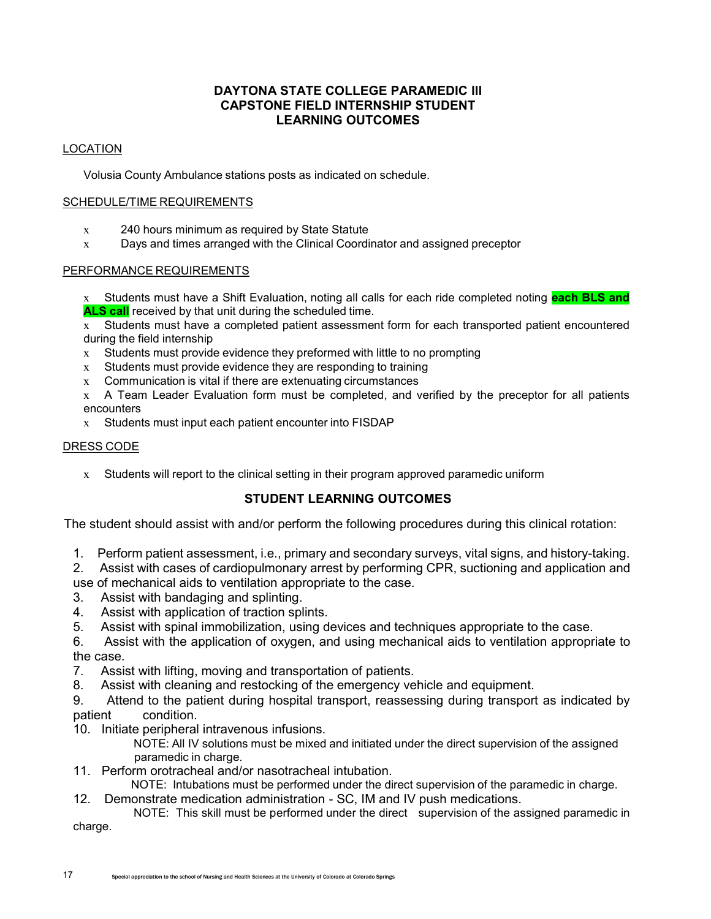# DAYTONA STATE COLLEGE PARAMEDIC III CAPSTONE FIELD INTERNSHIP STUDENT LEARNING OUTCOMES

## LOCATION

Volusia County Ambulance stations posts as indicated on schedule.

## SCHEDULE/TIME REQUIREMENTS

- 240 hours minimum as required by State Statute
- Days and times arranged with the Clinical Coordinator and assigned preceptor

## PERFORMANCE REQUIREMENTS

- Students must have a Shift Evaluation, noting all calls for each ride completed noting **each BLS and ALS call** received by that unit during the scheduled time.
- Students must have a completed patient assessment form for each transported patient encountered during the field internship
- Students must provide evidence they preformed with little to no prompting
- Students must provide evidence they are responding to training
- Communication is vital if there are extenuating circumstances
- A Team Leader Evaluation form must be completed, and verified by the preceptor for all patients encounters
- Students must input each patient encounter into FISDAP

## DRESS CODE

- Students will report to the clinical setting in their program approved paramedic uniform

## STUDENT LEARNING OUTCOMES

The student should assist with and/or perform the following procedures during this clinical rotation:

1. Perform patient assessment, i.e., primary and secondary surveys, vital signs, and history-taking.
2. Assist with cases of cardiopulmonary arrest by performing CPR, suctioning and application and use of mechanical aids to ventilation appropriate to the case.
3. Assist with bandaging and splinting.
4. Assist with application of traction splints.
5. Assist with spinal immobilization, using devices and techniques appropriate to the case.
6. Assist with the application of oxygen, and using mechanical aids to ventilation appropriate to the case.
7. Assist with lifting, moving and transportation of patients.
8. Assist with cleaning and restocking of the emergency vehicle and equipment.
9. Attend to the patient during hospital transport, reassessing during transport as indicated by patient condition.
10. Initiate peripheral intravenous infusions.
    NOTE: All IV solutions must be mixed and initiated under the direct supervision of the assigned paramedic in charge.
11. Perform orotracheal and/or nasotracheal intubation.
    NOTE: Intubations must be performed under the direct supervision of the paramedic in charge.
12. Demonstrate medication administration - SC, IM and IV push medications.
    NOTE: This skill must be performed under the direct supervision of the assigned paramedic in charge.

Special appreciation to the school of Nursing and Health Sciences at the University of Colorado at Colorado Springs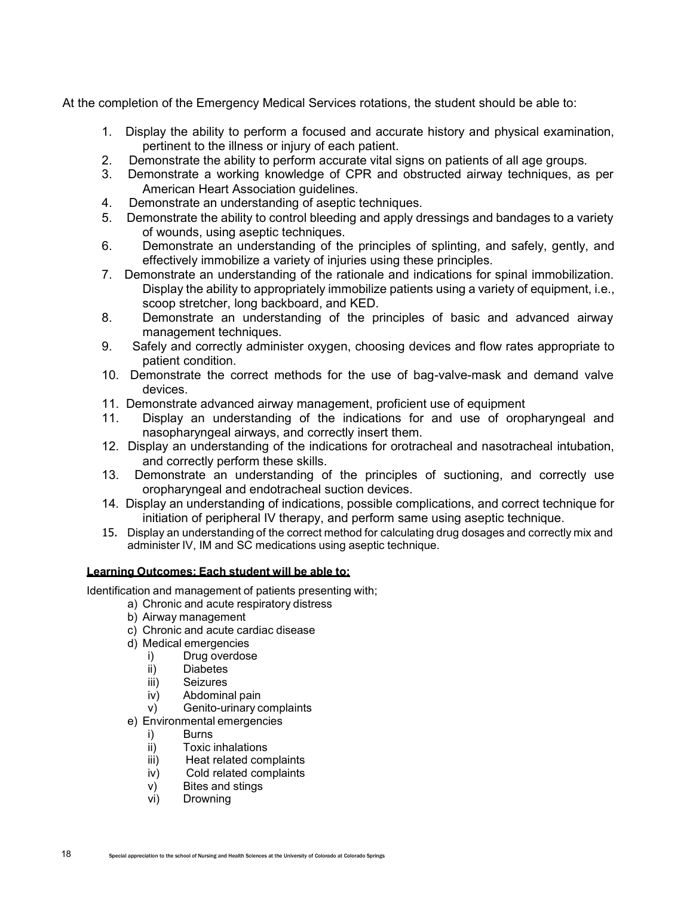At the completion of the Emergency Medical Services rotations, the student should be able to:

1. Display the ability to perform a focused and accurate history and physical examination, pertinent to the illness or injury of each patient.
2. Demonstrate the ability to perform accurate vital signs on patients of all age groups.
3. Demonstrate a working knowledge of CPR and obstructed airway techniques, as per American Heart Association guidelines.
4. Demonstrate an understanding of aseptic techniques.
5. Demonstrate the ability to control bleeding and apply dressings and bandages to a variety of wounds, using aseptic techniques.
6. Demonstrate an understanding of the principles of splinting, and safely, gently, and effectively immobilize a variety of injuries using these principles.
7. Demonstrate an understanding of the rationale and indications for spinal immobilization. Display the ability to appropriately immobilize patients using a variety of equipment, i.e., scoop stretcher, long backboard, and KED.
8. Demonstrate an understanding of the principles of basic and advanced airway management techniques.
9. Safely and correctly administer oxygen, choosing devices and flow rates appropriate to patient condition.
10. Demonstrate the correct methods for the use of bag-valve-mask and demand valve devices.
11. Demonstrate advanced airway management, proficient use of equipment
11. Display an understanding of the indications for and use of oropharyngeal and nasopharyngeal airways, and correctly insert them.
12. Display an understanding of the indications for orotracheal and nasotracheal intubation, and correctly perform these skills.
13. Demonstrate an understanding of the principles of suctioning, and correctly use oropharyngeal and endotracheal suction devices.
14. Display an understanding of indications, possible complications, and correct technique for initiation of peripheral IV therapy, and perform same using aseptic technique.
15. Display an understanding of the correct method for calculating drug dosages and correctly mix and administer IV, IM and SC medications using aseptic technique.

**<u>Learning Outcomes: Each student will be able to:</u>**

Identification and management of patients presenting with;

a) Chronic and acute respiratory distress
b) Airway management
c) Chronic and acute cardiac disease
d) Medical emergencies
    i) Drug overdose
    ii) Diabetes
    iii) Seizures
    iv) Abdominal pain
    v) Genito-urinary complaints
e) Environmental emergencies
    i) Burns
    ii) Toxic inhalations
    iii) Heat related complaints
    iv) Cold related complaints
    v) Bites and stings
    vi) Drowning

Special appreciation to the school of Nursing and Health Sciences at the University of Colorado at Colorado Springs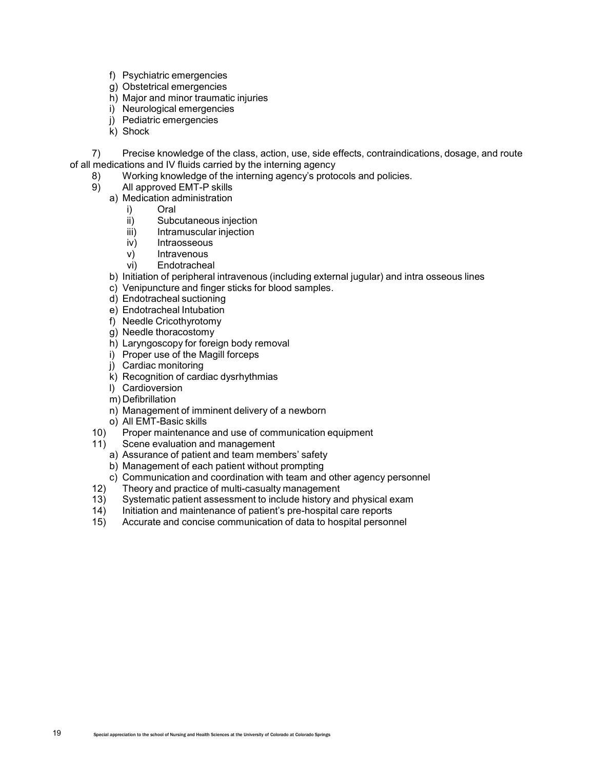f) Psychiatric emergencies
g) Obstetrical emergencies
h) Major and minor traumatic injuries
i) Neurological emergencies
j) Pediatric emergencies
k) Shock

7) Precise knowledge of the class, action, use, side effects, contraindications, dosage, and route of all medications and IV fluids carried by the interning agency
8) Working knowledge of the interning agency's protocols and policies.
9) All approved EMT-P skills
   a) Medication administration
      i) Oral
      ii) Subcutaneous injection
      iii) Intramuscular injection
      iv) Intraosseous
      v) Intravenous
      vi) Endotracheal
   b) Initiation of peripheral intravenous (including external jugular) and intra osseous lines
   c) Venipuncture and finger sticks for blood samples.
   d) Endotracheal suctioning
   e) Endotracheal Intubation
   f) Needle Cricothyrotomy
   g) Needle thoracostomy
   h) Laryngoscopy for foreign body removal
   i) Proper use of the Magill forceps
   j) Cardiac monitoring
   k) Recognition of cardiac dysrhythmias
   l) Cardioversion
   m) Defibrillation
   n) Management of imminent delivery of a newborn
   o) All EMT-Basic skills
10) Proper maintenance and use of communication equipment
11) Scene evaluation and management
   a) Assurance of patient and team members' safety
   b) Management of each patient without prompting
   c) Communication and coordination with team and other agency personnel
12) Theory and practice of multi-casualty management
13) Systematic patient assessment to include history and physical exam
14) Initiation and maintenance of patient's pre-hospital care reports
15) Accurate and concise communication of data to hospital personnel

Special appreciation to the school of Nursing and Health Sciences at the University of Colorado at Colorado Springs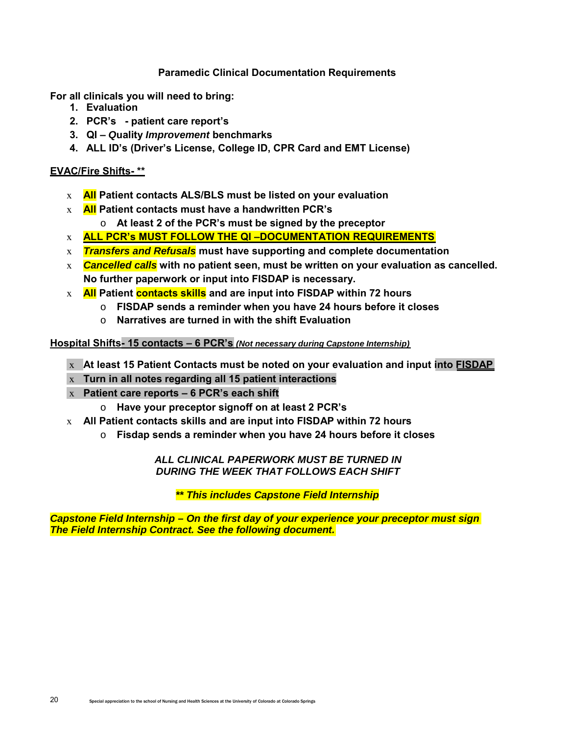**Paramedic Clinical Documentation Requirements**

**For all clinicals you will need to bring:**

1. **Evaluation**
2. **PCR's - patient care report's**
3. **QI – *Quality Improvement* benchmarks**
4. **ALL ID's (Driver's License, College ID, CPR Card and EMT License)**

**EVAC/Fire Shifts- \*\***

- **All Patient contacts ALS/BLS must be listed on your evaluation**
- **All Patient contacts must have a handwritten PCR's**
  - **At least 2 of the PCR's must be signed by the preceptor**
- **ALL PCR's MUST FOLLOW THE QI –DOCUMENTATION REQUIREMENTS**
- ***Transfers and Refusals* must have supporting and complete documentation**
- ***Cancelled calls* with no patient seen, must be written on your evaluation as cancelled. No further paperwork or input into FISDAP is necessary.**
- **All Patient contacts skills and are input into FISDAP within 72 hours**
  - **FISDAP sends a reminder when you have 24 hours before it closes**
  - **Narratives are turned in with the shift Evaluation**

**Hospital Shifts- 15 contacts – 6 PCR's** ***(Not necessary during Capstone Internship)***

- **At least 15 Patient Contacts must be noted on your evaluation and input into FISDAP**
- **Turn in all notes regarding all 15 patient interactions**
- **Patient care reports – 6 PCR's each shift**
  - **Have your preceptor signoff on at least 2 PCR's**
- **All Patient contacts skills and are input into FISDAP within 72 hours**
  - **Fisdap sends a reminder when you have 24 hours before it closes**

***ALL CLINICAL PAPERWORK MUST BE TURNED IN DURING THE WEEK THAT FOLLOWS EACH SHIFT***

***\*\* This includes Capstone Field Internship***

***Capstone Field Internship – On the first day of your experience your preceptor must sign The Field Internship Contract. See the following document.***

Special appreciation to the school of Nursing and Health Sciences at the University of Colorado at Colorado Springs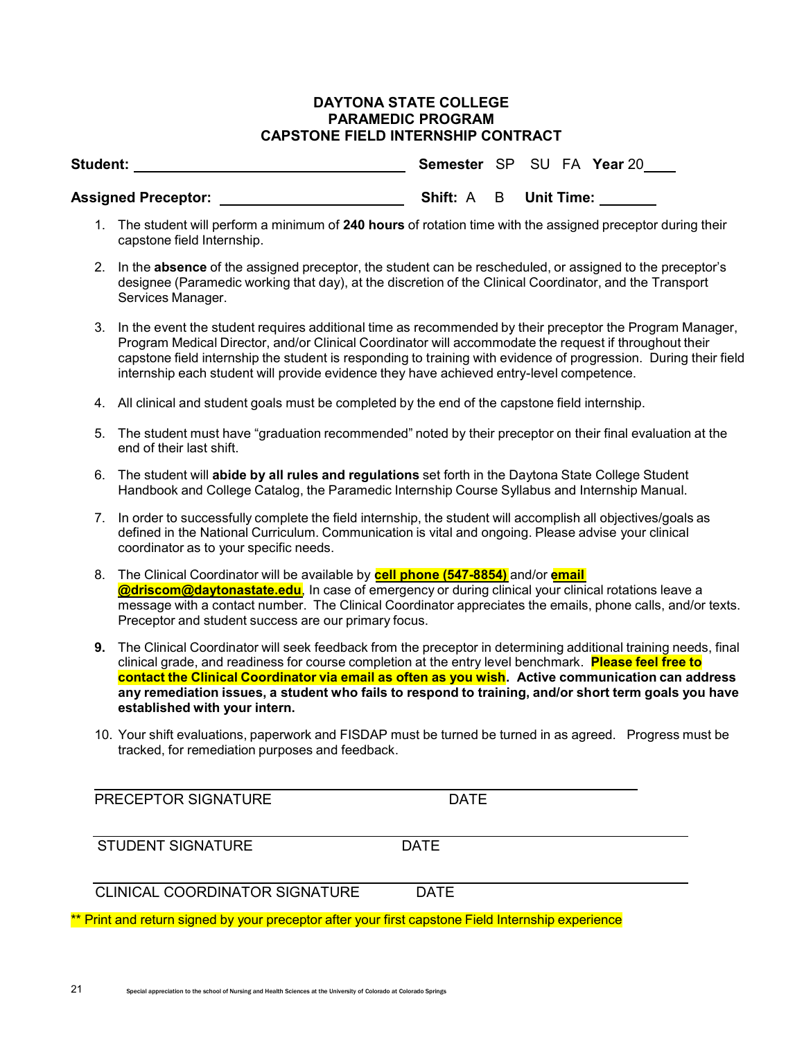# DAYTONA STATE COLLEGE
# PARAMEDIC PROGRAM
# CAPSTONE FIELD INTERNSHIP CONTRACT

**Student:** \_\_\_\_\_\_\_\_\_\_\_\_\_\_\_\_\_\_\_\_\_\_\_\_\_\_\_\_\_\_\_\_\_\_ **Semester** SP SU FA **Year** 20\_\_\_\_

**Assigned Preceptor:** \_\_\_\_\_\_\_\_\_\_\_\_\_\_\_\_\_\_\_\_\_\_\_ **Shift:** A B **Unit Time:** \_\_\_\_\_\_\_

1. The student will perform a minimum of **240 hours** of rotation time with the assigned preceptor during their capstone field Internship.
2. In the **absence** of the assigned preceptor, the student can be rescheduled, or assigned to the preceptor's designee (Paramedic working that day), at the discretion of the Clinical Coordinator, and the Transport Services Manager.
3. In the event the student requires additional time as recommended by their preceptor the Program Manager, Program Medical Director, and/or Clinical Coordinator will accommodate the request if throughout their capstone field internship the student is responding to training with evidence of progression. During their field internship each student will provide evidence they have achieved entry-level competence.
4. All clinical and student goals must be completed by the end of the capstone field internship.
5. The student must have "graduation recommended" noted by their preceptor on their final evaluation at the end of their last shift.
6. The student will **abide by all rules and regulations** set forth in the Daytona State College Student Handbook and College Catalog, the Paramedic Internship Course Syllabus and Internship Manual.
7. In order to successfully complete the field internship, the student will accomplish all objectives/goals as defined in the National Curriculum. Communication is vital and ongoing. Please advise your clinical coordinator as to your specific needs.
8. The Clinical Coordinator will be available by **cell phone (547-8854)** and/or **email @driscom@daytonastate.edu**, In case of emergency or during clinical your clinical rotations leave a message with a contact number. The Clinical Coordinator appreciates the emails, phone calls, and/or texts. Preceptor and student success are our primary focus.
9. The Clinical Coordinator will seek feedback from the preceptor in determining additional training needs, final clinical grade, and readiness for course completion at the entry level benchmark. **Please feel free to contact the Clinical Coordinator via email as often as you wish. Active communication can address any remediation issues, a student who fails to respond to training, and/or short term goals you have established with your intern.**
10. Your shift evaluations, paperwork and FISDAP must be turned be turned in as agreed. Progress must be tracked, for remediation purposes and feedback.

\_\_\_\_\_\_\_\_\_\_\_\_\_\_\_\_\_\_\_\_\_\_\_\_\_\_\_\_\_\_\_\_\_\_\_\_\_\_\_\_\_\_\_\_\_\_\_\_\_\_\_\_\_\_\_\_\_\_\_\_

PRECEPTOR SIGNATURE DATE

\_\_\_\_\_\_\_\_\_\_\_\_\_\_\_\_\_\_\_\_\_\_\_\_\_\_\_\_\_\_\_\_\_\_\_\_\_\_\_\_\_\_\_\_\_\_\_\_\_\_\_\_\_\_\_\_\_\_\_\_

STUDENT SIGNATURE DATE

\_\_\_\_\_\_\_\_\_\_\_\_\_\_\_\_\_\_\_\_\_\_\_\_\_\_\_\_\_\_\_\_\_\_\_\_\_\_\_\_\_\_\_\_\_\_\_\_\_\_\_\_\_\_\_\_\_\_\_\_

CLINICAL COORDINATOR SIGNATURE DATE

** Print and return signed by your preceptor after your first capstone Field Internship experience

Special appreciation to the school of Nursing and Health Sciences at the University of Colorado at Colorado Springs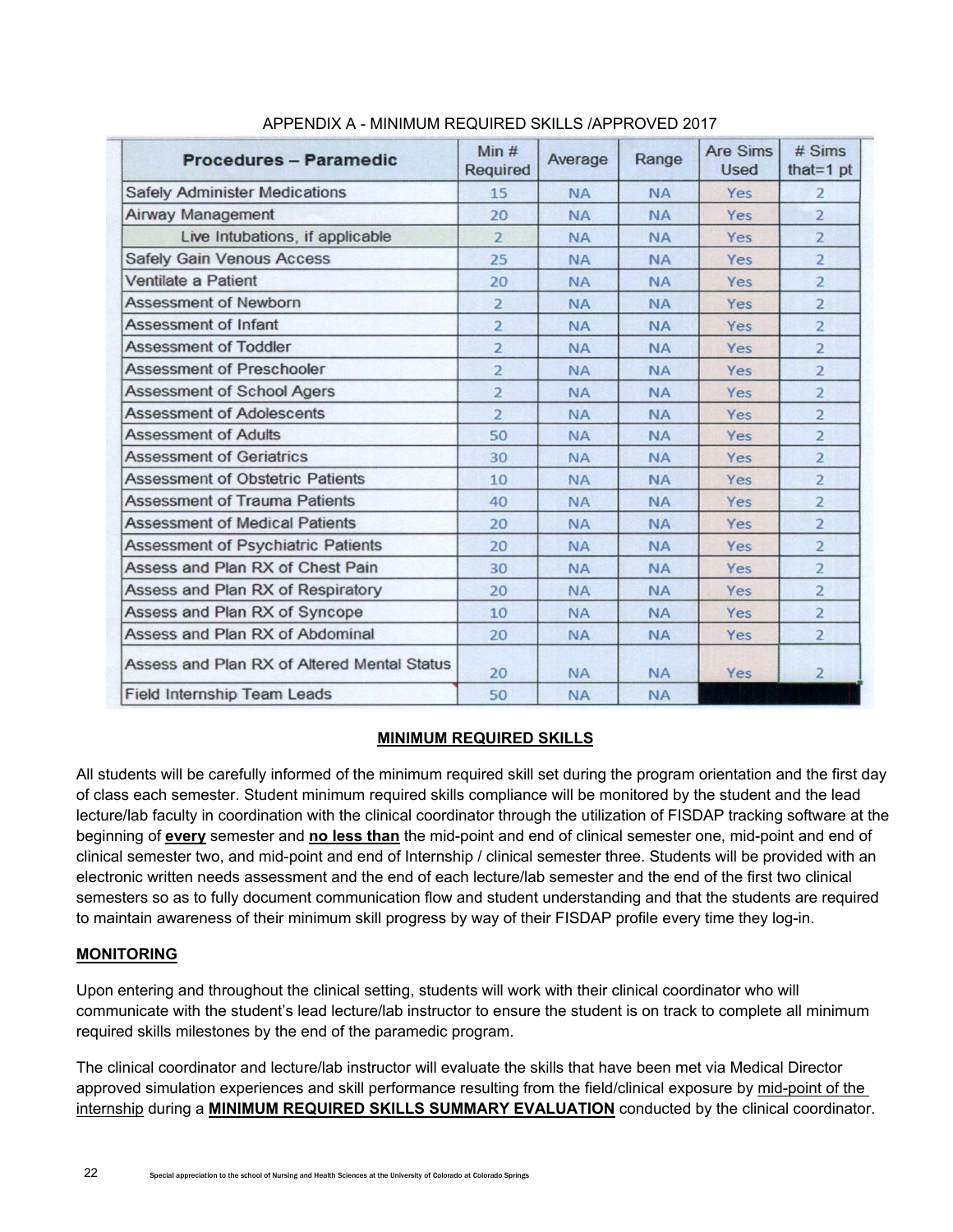APPENDIX A - MINIMUM REQUIRED SKILLS /APPROVED 2017

| Procedures – Paramedic | Min # Required | Average | Range | Are Sims Used | # Sims that=1 pt |
|---|---|---|---|---|---|
| Safely Administer Medications | 15 | NA | NA | Yes | 2 |
| Airway Management | 20 | NA | NA | Yes | 2 |
| Live Intubations, if applicable | 2 | NA | NA | Yes | 2 |
| Safely Gain Venous Access | 25 | NA | NA | Yes | 2 |
| Ventilate a Patient | 20 | NA | NA | Yes | 2 |
| Assessment of Newborn | 2 | NA | NA | Yes | 2 |
| Assessment of Infant | 2 | NA | NA | Yes | 2 |
| Assessment of Toddler | 2 | NA | NA | Yes | 2 |
| Assessment of Preschooler | 2 | NA | NA | Yes | 2 |
| Assessment of School Agers | 2 | NA | NA | Yes | 2 |
| Assessment of Adolescents | 2 | NA | NA | Yes | 2 |
| Assessment of Adults | 50 | NA | NA | Yes | 2 |
| Assessment of Geriatrics | 30 | NA | NA | Yes | 2 |
| Assessment of Obstetric Patients | 10 | NA | NA | Yes | 2 |
| Assessment of Trauma Patients | 40 | NA | NA | Yes | 2 |
| Assessment of Medical Patients | 20 | NA | NA | Yes | 2 |
| Assessment of Psychiatric Patients | 20 | NA | NA | Yes | 2 |
| Assess and Plan RX of Chest Pain | 30 | NA | NA | Yes | 2 |
| Assess and Plan RX of Respiratory | 20 | NA | NA | Yes | 2 |
| Assess and Plan RX of Syncope | 10 | NA | NA | Yes | 2 |
| Assess and Plan RX of Abdominal | 20 | NA | NA | Yes | 2 |
| Assess and Plan RX of Altered Mental Status | 20 | NA | NA | Yes | 2 |
| Field Internship Team Leads | 50 | NA | NA | | |

## MINIMUM REQUIRED SKILLS

All students will be carefully informed of the minimum required skill set during the program orientation and the first day of class each semester. Student minimum required skills compliance will be monitored by the student and the lead lecture/lab faculty in coordination with the clinical coordinator through the utilization of FISDAP tracking software at the beginning of **every** semester and **no less than** the mid-point and end of clinical semester one, mid-point and end of clinical semester two, and mid-point and end of Internship / clinical semester three. Students will be provided with an electronic written needs assessment and the end of each lecture/lab semester and the end of the first two clinical semesters so as to fully document communication flow and student understanding and that the students are required to maintain awareness of their minimum skill progress by way of their FISDAP profile every time they log-in.

## MONITORING

Upon entering and throughout the clinical setting, students will work with their clinical coordinator who will communicate with the student's lead lecture/lab instructor to ensure the student is on track to complete all minimum required skills milestones by the end of the paramedic program.

The clinical coordinator and lecture/lab instructor will evaluate the skills that have been met via Medical Director approved simulation experiences and skill performance resulting from the field/clinical exposure by mid-point of the internship during a **MINIMUM REQUIRED SKILLS SUMMARY EVALUATION** conducted by the clinical coordinator.

Special appreciation to the school of Nursing and Health Sciences at the University of Colorado at Colorado Springs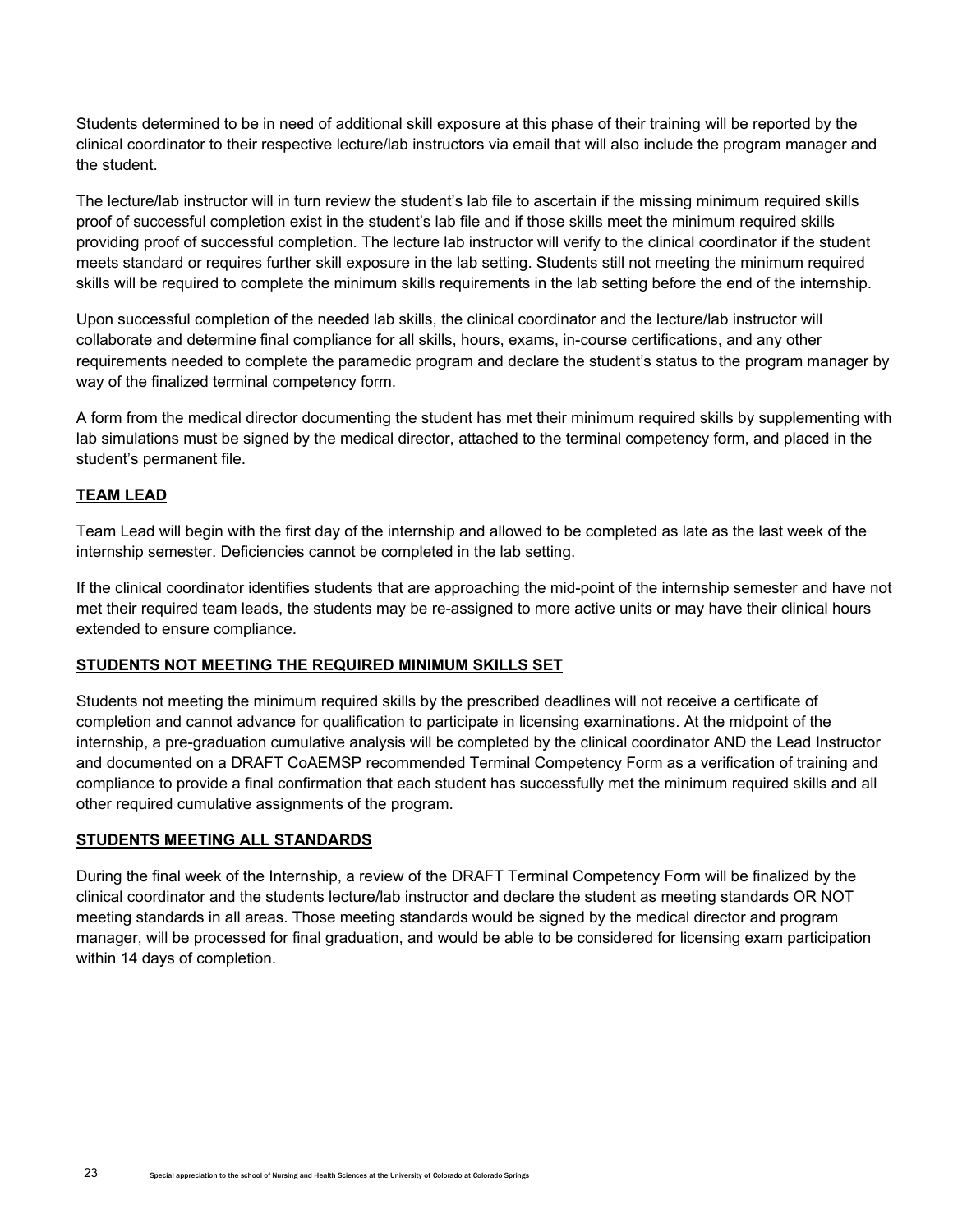Students determined to be in need of additional skill exposure at this phase of their training will be reported by the clinical coordinator to their respective lecture/lab instructors via email that will also include the program manager and the student.

The lecture/lab instructor will in turn review the student's lab file to ascertain if the missing minimum required skills proof of successful completion exist in the student's lab file and if those skills meet the minimum required skills providing proof of successful completion. The lecture lab instructor will verify to the clinical coordinator if the student meets standard or requires further skill exposure in the lab setting. Students still not meeting the minimum required skills will be required to complete the minimum skills requirements in the lab setting before the end of the internship.

Upon successful completion of the needed lab skills, the clinical coordinator and the lecture/lab instructor will collaborate and determine final compliance for all skills, hours, exams, in-course certifications, and any other requirements needed to complete the paramedic program and declare the student's status to the program manager by way of the finalized terminal competency form.

A form from the medical director documenting the student has met their minimum required skills by supplementing with lab simulations must be signed by the medical director, attached to the terminal competency form, and placed in the student's permanent file.

## TEAM LEAD

Team Lead will begin with the first day of the internship and allowed to be completed as late as the last week of the internship semester. Deficiencies cannot be completed in the lab setting.

If the clinical coordinator identifies students that are approaching the mid-point of the internship semester and have not met their required team leads, the students may be re-assigned to more active units or may have their clinical hours extended to ensure compliance.

## STUDENTS NOT MEETING THE REQUIRED MINIMUM SKILLS SET

Students not meeting the minimum required skills by the prescribed deadlines will not receive a certificate of completion and cannot advance for qualification to participate in licensing examinations. At the midpoint of the internship, a pre-graduation cumulative analysis will be completed by the clinical coordinator AND the Lead Instructor and documented on a DRAFT CoAEMSP recommended Terminal Competency Form as a verification of training and compliance to provide a final confirmation that each student has successfully met the minimum required skills and all other required cumulative assignments of the program.

## STUDENTS MEETING ALL STANDARDS

During the final week of the Internship, a review of the DRAFT Terminal Competency Form will be finalized by the clinical coordinator and the students lecture/lab instructor and declare the student as meeting standards OR NOT meeting standards in all areas. Those meeting standards would be signed by the medical director and program manager, will be processed for final graduation, and would be able to be considered for licensing exam participation within 14 days of completion.